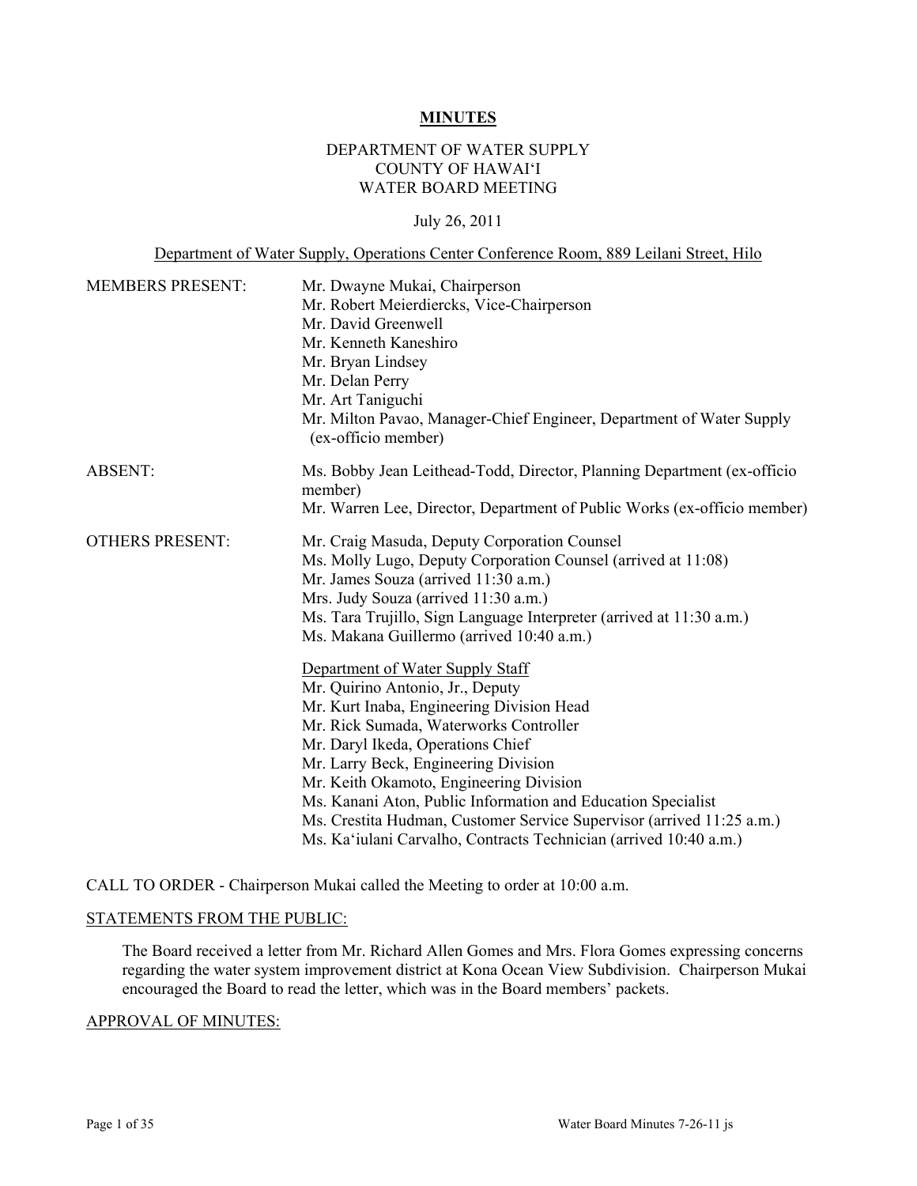**MINUTES**

DEPARTMENT OF WATER SUPPLY
COUNTY OF HAWAI'I
WATER BOARD MEETING

July 26, 2011

Department of Water Supply, Operations Center Conference Room, 889 Leilani Street, Hilo

| | |
|---|---|
| MEMBERS PRESENT: | Mr. Dwayne Mukai, Chairperson<br>Mr. Robert Meierdiercks, Vice-Chairperson<br>Mr. David Greenwell<br>Mr. Kenneth Kaneshiro<br>Mr. Bryan Lindsey<br>Mr. Delan Perry<br>Mr. Art Taniguchi<br>Mr. Milton Pavao, Manager-Chief Engineer, Department of Water Supply (ex-officio member) |
| ABSENT: | Ms. Bobby Jean Leithead-Todd, Director, Planning Department (ex-officio member)<br>Mr. Warren Lee, Director, Department of Public Works (ex-officio member) |
| OTHERS PRESENT: | Mr. Craig Masuda, Deputy Corporation Counsel<br>Ms. Molly Lugo, Deputy Corporation Counsel (arrived at 11:08)<br>Mr. James Souza (arrived 11:30 a.m.)<br>Mrs. Judy Souza (arrived 11:30 a.m.)<br>Ms. Tara Trujillo, Sign Language Interpreter (arrived at 11:30 a.m.)<br>Ms. Makana Guillermo (arrived 10:40 a.m.)<br><br>Department of Water Supply Staff<br>Mr. Quirino Antonio, Jr., Deputy<br>Mr. Kurt Inaba, Engineering Division Head<br>Mr. Rick Sumada, Waterworks Controller<br>Mr. Daryl Ikeda, Operations Chief<br>Mr. Larry Beck, Engineering Division<br>Mr. Keith Okamoto, Engineering Division<br>Ms. Kanani Aton, Public Information and Education Specialist<br>Ms. Crestita Hudman, Customer Service Supervisor (arrived 11:25 a.m.)<br>Ms. Ka'iulani Carvalho, Contracts Technician (arrived 10:40 a.m.) |

CALL TO ORDER - Chairperson Mukai called the Meeting to order at 10:00 a.m.

STATEMENTS FROM THE PUBLIC:

The Board received a letter from Mr. Richard Allen Gomes and Mrs. Flora Gomes expressing concerns regarding the water system improvement district at Kona Ocean View Subdivision. Chairperson Mukai encouraged the Board to read the letter, which was in the Board members' packets.

APPROVAL OF MINUTES: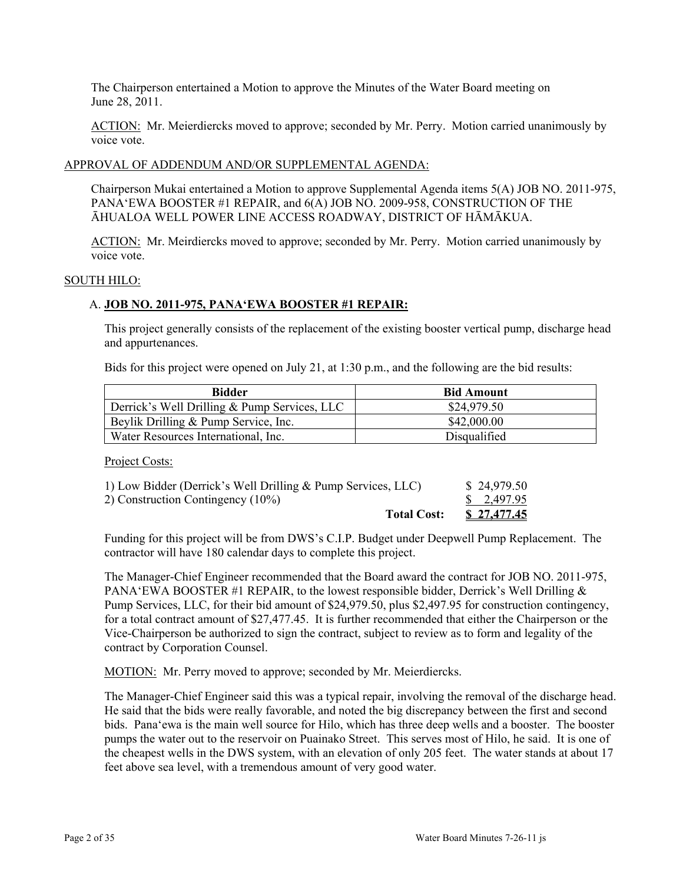The Chairperson entertained a Motion to approve the Minutes of the Water Board meeting on June 28, 2011.

ACTION: Mr. Meierdiercks moved to approve; seconded by Mr. Perry. Motion carried unanimously by voice vote.

APPROVAL OF ADDENDUM AND/OR SUPPLEMENTAL AGENDA:

Chairperson Mukai entertained a Motion to approve Supplemental Agenda items 5(A) JOB NO. 2011-975, PANA'EWA BOOSTER #1 REPAIR, and 6(A) JOB NO. 2009-958, CONSTRUCTION OF THE ĀHUALOA WELL POWER LINE ACCESS ROADWAY, DISTRICT OF HĀMĀKUA.

ACTION: Mr. Meirdiercks moved to approve; seconded by Mr. Perry. Motion carried unanimously by voice vote.

SOUTH HILO:

A. **JOB NO. 2011-975, PANA'EWA BOOSTER #1 REPAIR:**

This project generally consists of the replacement of the existing booster vertical pump, discharge head and appurtenances.

Bids for this project were opened on July 21, at 1:30 p.m., and the following are the bid results:

| Bidder | Bid Amount |
|---|---|
| Derrick's Well Drilling & Pump Services, LLC | $24,979.50 |
| Beylik Drilling & Pump Service, Inc. | $42,000.00 |
| Water Resources International, Inc. | Disqualified |

Project Costs:

| | |
|---|---|
| 1) Low Bidder (Derrick's Well Drilling & Pump Services, LLC) | $ 24,979.50 |
| 2) Construction Contingency (10%) | $ 2,497.95 |
| **Total Cost:** | **$ 27,477.45** |

Funding for this project will be from DWS's C.I.P. Budget under Deepwell Pump Replacement. The contractor will have 180 calendar days to complete this project.

The Manager-Chief Engineer recommended that the Board award the contract for JOB NO. 2011-975, PANA'EWA BOOSTER #1 REPAIR, to the lowest responsible bidder, Derrick's Well Drilling & Pump Services, LLC, for their bid amount of $24,979.50, plus $2,497.95 for construction contingency, for a total contract amount of $27,477.45. It is further recommended that either the Chairperson or the Vice-Chairperson be authorized to sign the contract, subject to review as to form and legality of the contract by Corporation Counsel.

MOTION: Mr. Perry moved to approve; seconded by Mr. Meierdiercks.

The Manager-Chief Engineer said this was a typical repair, involving the removal of the discharge head. He said that the bids were really favorable, and noted the big discrepancy between the first and second bids. Pana'ewa is the main well source for Hilo, which has three deep wells and a booster. The booster pumps the water out to the reservoir on Puainako Street. This serves most of Hilo, he said. It is one of the cheapest wells in the DWS system, with an elevation of only 205 feet. The water stands at about 17 feet above sea level, with a tremendous amount of very good water.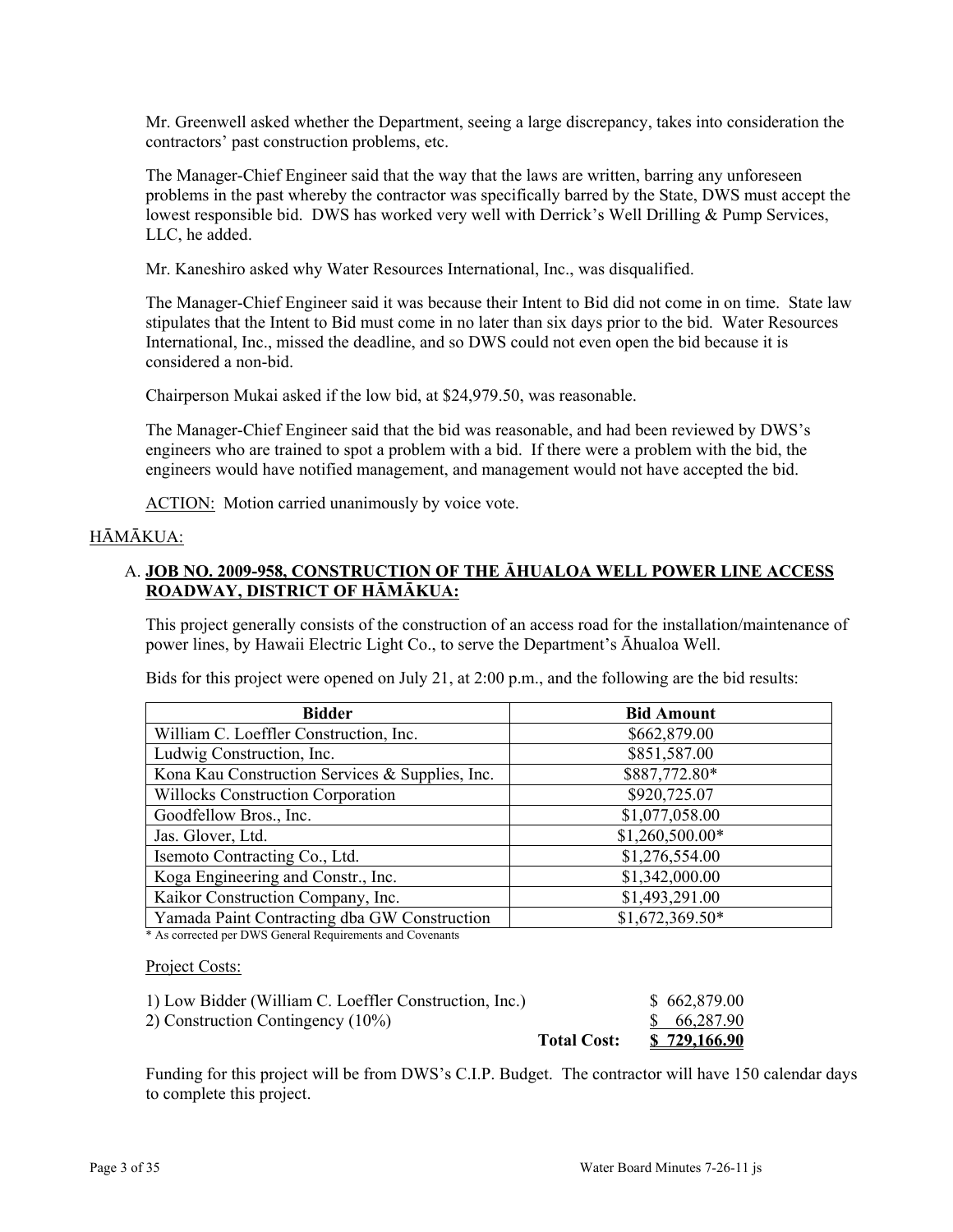Mr. Greenwell asked whether the Department, seeing a large discrepancy, takes into consideration the contractors' past construction problems, etc.

The Manager-Chief Engineer said that the way that the laws are written, barring any unforeseen problems in the past whereby the contractor was specifically barred by the State, DWS must accept the lowest responsible bid. DWS has worked very well with Derrick's Well Drilling & Pump Services, LLC, he added.

Mr. Kaneshiro asked why Water Resources International, Inc., was disqualified.

The Manager-Chief Engineer said it was because their Intent to Bid did not come in on time. State law stipulates that the Intent to Bid must come in no later than six days prior to the bid. Water Resources International, Inc., missed the deadline, and so DWS could not even open the bid because it is considered a non-bid.

Chairperson Mukai asked if the low bid, at $24,979.50, was reasonable.

The Manager-Chief Engineer said that the bid was reasonable, and had been reviewed by DWS's engineers who are trained to spot a problem with a bid. If there were a problem with the bid, the engineers would have notified management, and management would not have accepted the bid.

ACTION: Motion carried unanimously by voice vote.

## HĀMĀKUA:

### A. JOB NO. 2009-958, CONSTRUCTION OF THE ĀHUALOA WELL POWER LINE ACCESS ROADWAY, DISTRICT OF HĀMĀKUA:

This project generally consists of the construction of an access road for the installation/maintenance of power lines, by Hawaii Electric Light Co., to serve the Department's Āhualoa Well.

Bids for this project were opened on July 21, at 2:00 p.m., and the following are the bid results:

| Bidder | Bid Amount |
|---|---|
| William C. Loeffler Construction, Inc. | $662,879.00 |
| Ludwig Construction, Inc. | $851,587.00 |
| Kona Kau Construction Services & Supplies, Inc. | $887,772.80* |
| Willocks Construction Corporation | $920,725.07 |
| Goodfellow Bros., Inc. | $1,077,058.00 |
| Jas. Glover, Ltd. | $1,260,500.00* |
| Isemoto Contracting Co., Ltd. | $1,276,554.00 |
| Koga Engineering and Constr., Inc. | $1,342,000.00 |
| Kaikor Construction Company, Inc. | $1,493,291.00 |
| Yamada Paint Contracting dba GW Construction | $1,672,369.50* |

\* As corrected per DWS General Requirements and Covenants

Project Costs:

| | | |
|---|---|---|
| 1) Low Bidder (William C. Loeffler Construction, Inc.) | | $ 662,879.00 |
| 2) Construction Contingency (10%) | | $ 66,287.90 |
| | **Total Cost:** | **$ 729,166.90** |

Funding for this project will be from DWS's C.I.P. Budget. The contractor will have 150 calendar days to complete this project.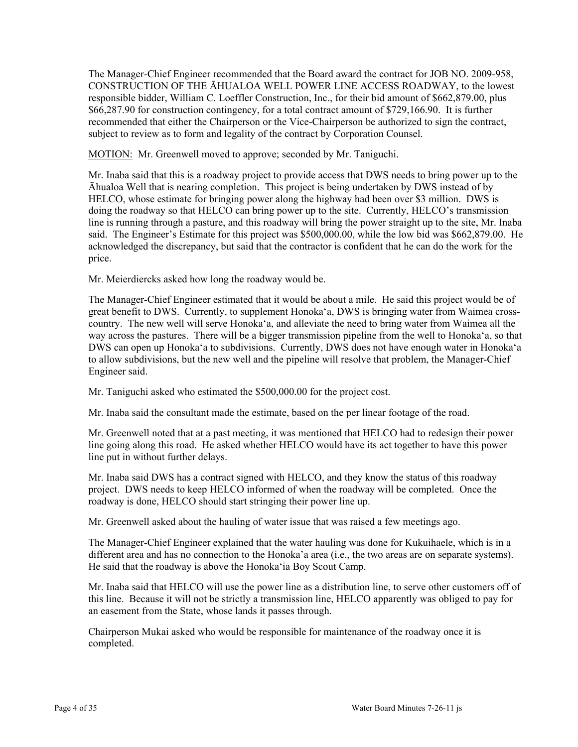The Manager-Chief Engineer recommended that the Board award the contract for JOB NO. 2009-958, CONSTRUCTION OF THE ĀHUALOA WELL POWER LINE ACCESS ROADWAY, to the lowest responsible bidder, William C. Loeffler Construction, Inc., for their bid amount of $662,879.00, plus $66,287.90 for construction contingency, for a total contract amount of $729,166.90. It is further recommended that either the Chairperson or the Vice-Chairperson be authorized to sign the contract, subject to review as to form and legality of the contract by Corporation Counsel.

MOTION: Mr. Greenwell moved to approve; seconded by Mr. Taniguchi.

Mr. Inaba said that this is a roadway project to provide access that DWS needs to bring power up to the Āhualoa Well that is nearing completion. This project is being undertaken by DWS instead of by HELCO, whose estimate for bringing power along the highway had been over $3 million. DWS is doing the roadway so that HELCO can bring power up to the site. Currently, HELCO's transmission line is running through a pasture, and this roadway will bring the power straight up to the site, Mr. Inaba said. The Engineer's Estimate for this project was $500,000.00, while the low bid was $662,879.00. He acknowledged the discrepancy, but said that the contractor is confident that he can do the work for the price.

Mr. Meierdiercks asked how long the roadway would be.

The Manager-Chief Engineer estimated that it would be about a mile. He said this project would be of great benefit to DWS. Currently, to supplement Honoka'a, DWS is bringing water from Waimea cross-country. The new well will serve Honoka'a, and alleviate the need to bring water from Waimea all the way across the pastures. There will be a bigger transmission pipeline from the well to Honoka'a, so that DWS can open up Honoka'a to subdivisions. Currently, DWS does not have enough water in Honoka'a to allow subdivisions, but the new well and the pipeline will resolve that problem, the Manager-Chief Engineer said.

Mr. Taniguchi asked who estimated the $500,000.00 for the project cost.

Mr. Inaba said the consultant made the estimate, based on the per linear footage of the road.

Mr. Greenwell noted that at a past meeting, it was mentioned that HELCO had to redesign their power line going along this road. He asked whether HELCO would have its act together to have this power line put in without further delays.

Mr. Inaba said DWS has a contract signed with HELCO, and they know the status of this roadway project. DWS needs to keep HELCO informed of when the roadway will be completed. Once the roadway is done, HELCO should start stringing their power line up.

Mr. Greenwell asked about the hauling of water issue that was raised a few meetings ago.

The Manager-Chief Engineer explained that the water hauling was done for Kukuihaele, which is in a different area and has no connection to the Honoka'a area (i.e., the two areas are on separate systems). He said that the roadway is above the Honoka'ia Boy Scout Camp.

Mr. Inaba said that HELCO will use the power line as a distribution line, to serve other customers off of this line. Because it will not be strictly a transmission line, HELCO apparently was obliged to pay for an easement from the State, whose lands it passes through.

Chairperson Mukai asked who would be responsible for maintenance of the roadway once it is completed.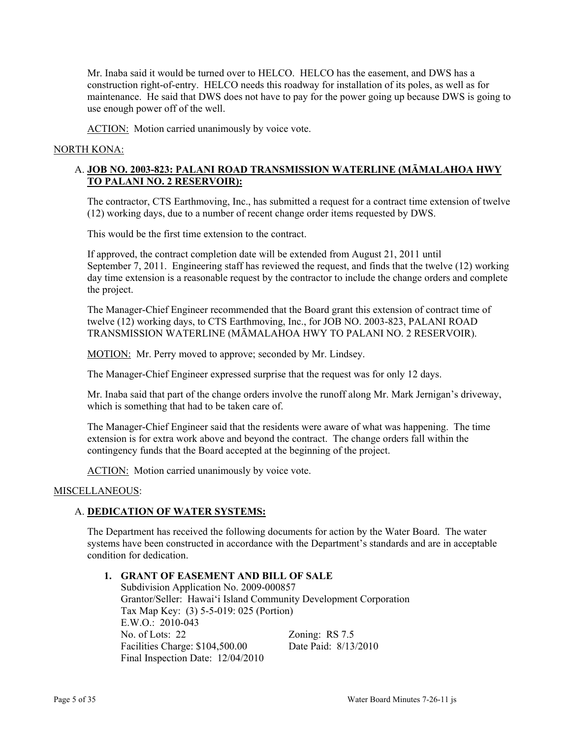Mr. Inaba said it would be turned over to HELCO. HELCO has the easement, and DWS has a construction right-of-entry. HELCO needs this roadway for installation of its poles, as well as for maintenance. He said that DWS does not have to pay for the power going up because DWS is going to use enough power off of the well.

ACTION: Motion carried unanimously by voice vote.

NORTH KONA:

A. **JOB NO. 2003-823: PALANI ROAD TRANSMISSION WATERLINE (MĀMALAHOA HWY TO PALANI NO. 2 RESERVOIR):**

The contractor, CTS Earthmoving, Inc., has submitted a request for a contract time extension of twelve (12) working days, due to a number of recent change order items requested by DWS.

This would be the first time extension to the contract.

If approved, the contract completion date will be extended from August 21, 2011 until September 7, 2011. Engineering staff has reviewed the request, and finds that the twelve (12) working day time extension is a reasonable request by the contractor to include the change orders and complete the project.

The Manager-Chief Engineer recommended that the Board grant this extension of contract time of twelve (12) working days, to CTS Earthmoving, Inc., for JOB NO. 2003-823, PALANI ROAD TRANSMISSION WATERLINE (MĀMALAHOA HWY TO PALANI NO. 2 RESERVOIR).

MOTION: Mr. Perry moved to approve; seconded by Mr. Lindsey.

The Manager-Chief Engineer expressed surprise that the request was for only 12 days.

Mr. Inaba said that part of the change orders involve the runoff along Mr. Mark Jernigan's driveway, which is something that had to be taken care of.

The Manager-Chief Engineer said that the residents were aware of what was happening. The time extension is for extra work above and beyond the contract. The change orders fall within the contingency funds that the Board accepted at the beginning of the project.

ACTION: Motion carried unanimously by voice vote.

MISCELLANEOUS:

A. **DEDICATION OF WATER SYSTEMS:**

The Department has received the following documents for action by the Water Board. The water systems have been constructed in accordance with the Department's standards and are in acceptable condition for dedication.

1. **GRANT OF EASEMENT AND BILL OF SALE**
   Subdivision Application No. 2009-000857
   Grantor/Seller: Hawaiʻi Island Community Development Corporation
   Tax Map Key: (3) 5-5-019: 025 (Portion)
   E.W.O.: 2010-043
   No. of Lots: 22 Zoning: RS 7.5
   Facilities Charge: $104,500.00 Date Paid: 8/13/2010
   Final Inspection Date: 12/04/2010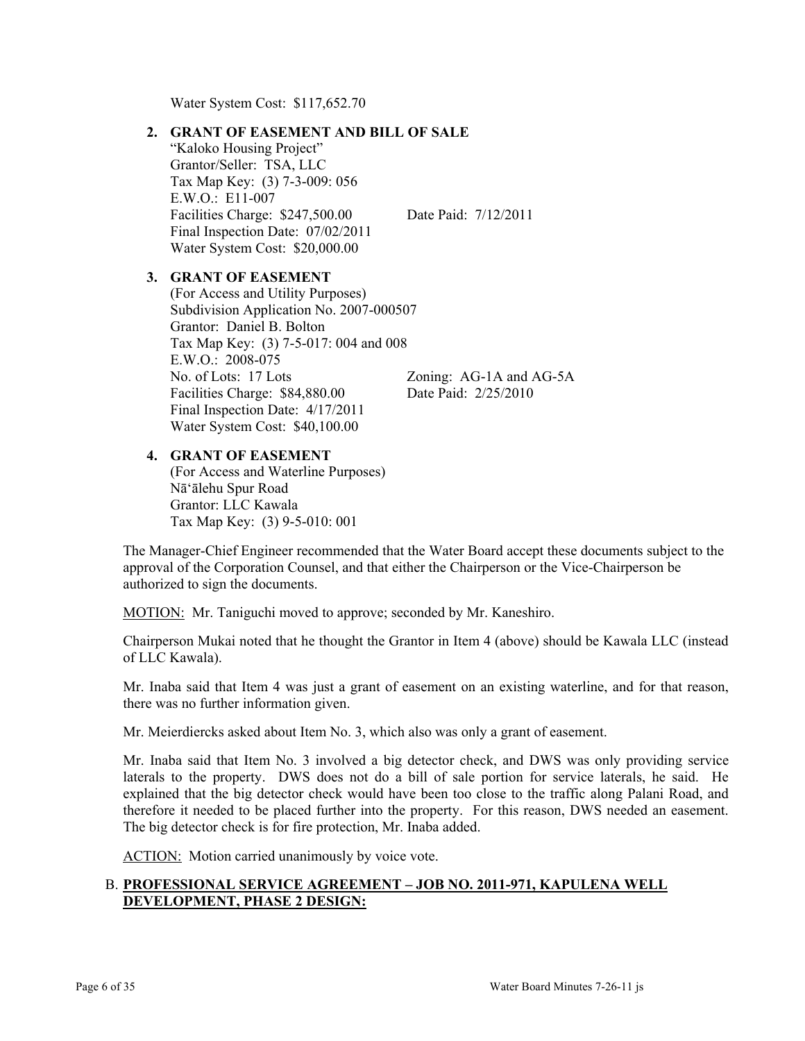Water System Cost: $117,652.70

2. **GRANT OF EASEMENT AND BILL OF SALE**
   "Kaloko Housing Project"
   Grantor/Seller: TSA, LLC
   Tax Map Key: (3) 7-3-009: 056
   E.W.O.: E11-007
   Facilities Charge: $247,500.00 Date Paid: 7/12/2011
   Final Inspection Date: 07/02/2011
   Water System Cost: $20,000.00

3. **GRANT OF EASEMENT**
   (For Access and Utility Purposes)
   Subdivision Application No. 2007-000507
   Grantor: Daniel B. Bolton
   Tax Map Key: (3) 7-5-017: 004 and 008
   E.W.O.: 2008-075
   No. of Lots: 17 Lots Zoning: AG-1A and AG-5A
   Facilities Charge: $84,880.00 Date Paid: 2/25/2010
   Final Inspection Date: 4/17/2011
   Water System Cost: $40,100.00

4. **GRANT OF EASEMENT**
   (For Access and Waterline Purposes)
   Nāʻālehu Spur Road
   Grantor: LLC Kawala
   Tax Map Key: (3) 9-5-010: 001

The Manager-Chief Engineer recommended that the Water Board accept these documents subject to the approval of the Corporation Counsel, and that either the Chairperson or the Vice-Chairperson be authorized to sign the documents.

MOTION: Mr. Taniguchi moved to approve; seconded by Mr. Kaneshiro.

Chairperson Mukai noted that he thought the Grantor in Item 4 (above) should be Kawala LLC (instead of LLC Kawala).

Mr. Inaba said that Item 4 was just a grant of easement on an existing waterline, and for that reason, there was no further information given.

Mr. Meierdiercks asked about Item No. 3, which also was only a grant of easement.

Mr. Inaba said that Item No. 3 involved a big detector check, and DWS was only providing service laterals to the property. DWS does not do a bill of sale portion for service laterals, he said. He explained that the big detector check would have been too close to the traffic along Palani Road, and therefore it needed to be placed further into the property. For this reason, DWS needed an easement. The big detector check is for fire protection, Mr. Inaba added.

ACTION: Motion carried unanimously by voice vote.

B. **PROFESSIONAL SERVICE AGREEMENT – JOB NO. 2011-971, KAPULENA WELL DEVELOPMENT, PHASE 2 DESIGN:**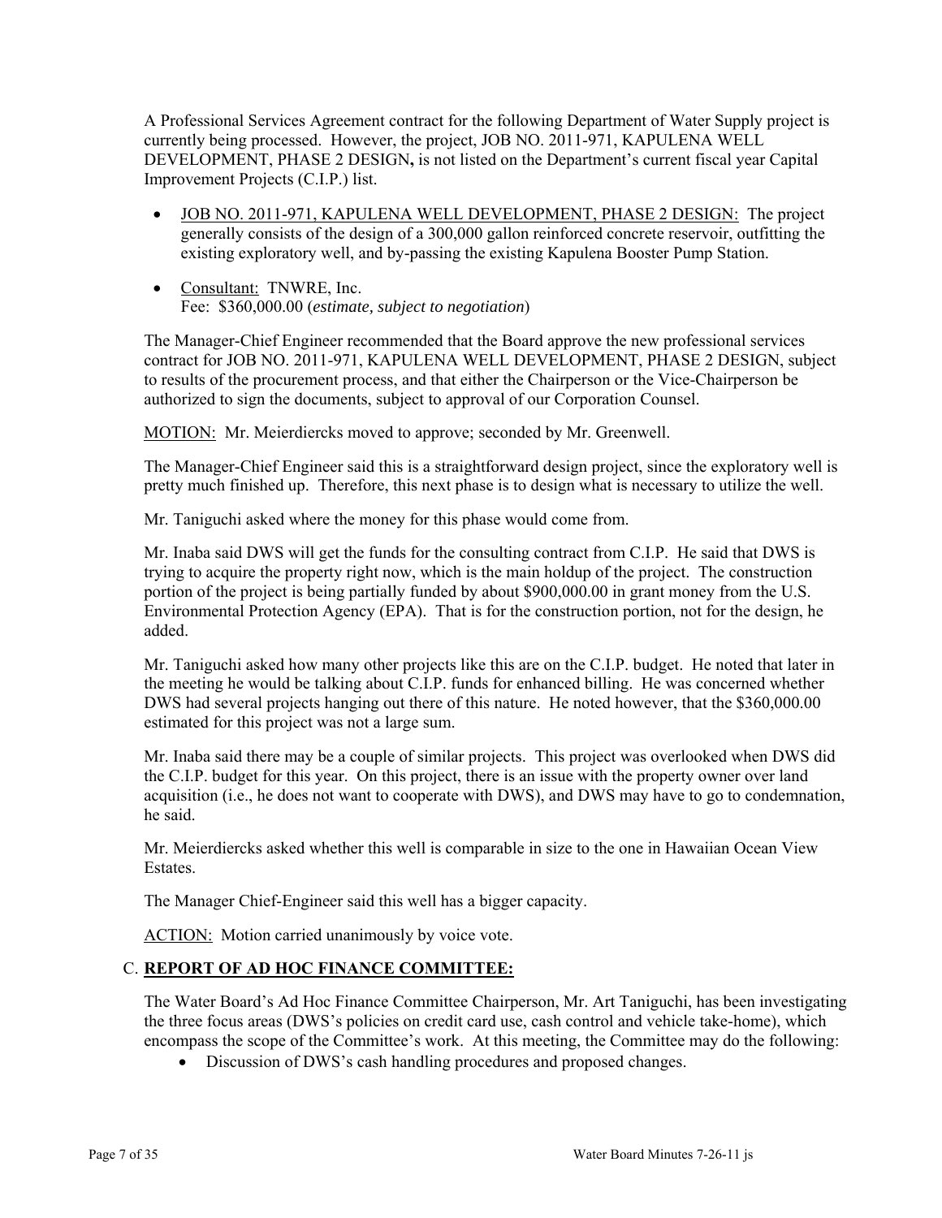A Professional Services Agreement contract for the following Department of Water Supply project is currently being processed. However, the project, JOB NO. 2011-971, KAPULENA WELL DEVELOPMENT, PHASE 2 DESIGN**,** is not listed on the Department's current fiscal year Capital Improvement Projects (C.I.P.) list.

- JOB NO. 2011-971, KAPULENA WELL DEVELOPMENT, PHASE 2 DESIGN: The project generally consists of the design of a 300,000 gallon reinforced concrete reservoir, outfitting the existing exploratory well, and by-passing the existing Kapulena Booster Pump Station.
- Consultant: TNWRE, Inc.
  Fee: $360,000.00 (*estimate, subject to negotiation*)

The Manager-Chief Engineer recommended that the Board approve the new professional services contract for JOB NO. 2011-971, KAPULENA WELL DEVELOPMENT, PHASE 2 DESIGN, subject to results of the procurement process, and that either the Chairperson or the Vice-Chairperson be authorized to sign the documents, subject to approval of our Corporation Counsel.

MOTION: Mr. Meierdiercks moved to approve; seconded by Mr. Greenwell.

The Manager-Chief Engineer said this is a straightforward design project, since the exploratory well is pretty much finished up. Therefore, this next phase is to design what is necessary to utilize the well.

Mr. Taniguchi asked where the money for this phase would come from.

Mr. Inaba said DWS will get the funds for the consulting contract from C.I.P. He said that DWS is trying to acquire the property right now, which is the main holdup of the project. The construction portion of the project is being partially funded by about $900,000.00 in grant money from the U.S. Environmental Protection Agency (EPA). That is for the construction portion, not for the design, he added.

Mr. Taniguchi asked how many other projects like this are on the C.I.P. budget. He noted that later in the meeting he would be talking about C.I.P. funds for enhanced billing. He was concerned whether DWS had several projects hanging out there of this nature. He noted however, that the $360,000.00 estimated for this project was not a large sum.

Mr. Inaba said there may be a couple of similar projects. This project was overlooked when DWS did the C.I.P. budget for this year. On this project, there is an issue with the property owner over land acquisition (i.e., he does not want to cooperate with DWS), and DWS may have to go to condemnation, he said.

Mr. Meierdiercks asked whether this well is comparable in size to the one in Hawaiian Ocean View Estates.

The Manager Chief-Engineer said this well has a bigger capacity.

ACTION: Motion carried unanimously by voice vote.

## C. REPORT OF AD HOC FINANCE COMMITTEE:

The Water Board's Ad Hoc Finance Committee Chairperson, Mr. Art Taniguchi, has been investigating the three focus areas (DWS's policies on credit card use, cash control and vehicle take-home), which encompass the scope of the Committee's work. At this meeting, the Committee may do the following:

- Discussion of DWS's cash handling procedures and proposed changes.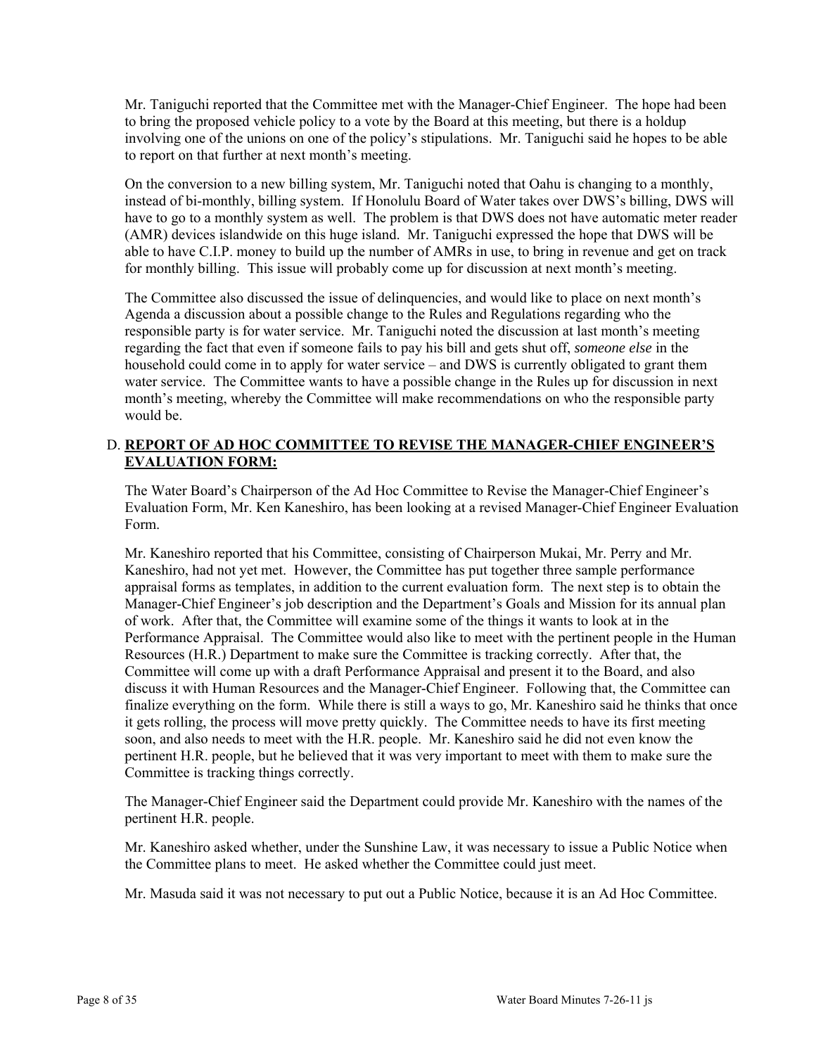Mr. Taniguchi reported that the Committee met with the Manager-Chief Engineer. The hope had been to bring the proposed vehicle policy to a vote by the Board at this meeting, but there is a holdup involving one of the unions on one of the policy's stipulations. Mr. Taniguchi said he hopes to be able to report on that further at next month's meeting.

On the conversion to a new billing system, Mr. Taniguchi noted that Oahu is changing to a monthly, instead of bi-monthly, billing system. If Honolulu Board of Water takes over DWS's billing, DWS will have to go to a monthly system as well. The problem is that DWS does not have automatic meter reader (AMR) devices islandwide on this huge island. Mr. Taniguchi expressed the hope that DWS will be able to have C.I.P. money to build up the number of AMRs in use, to bring in revenue and get on track for monthly billing. This issue will probably come up for discussion at next month's meeting.

The Committee also discussed the issue of delinquencies, and would like to place on next month's Agenda a discussion about a possible change to the Rules and Regulations regarding who the responsible party is for water service. Mr. Taniguchi noted the discussion at last month's meeting regarding the fact that even if someone fails to pay his bill and gets shut off, *someone else* in the household could come in to apply for water service – and DWS is currently obligated to grant them water service. The Committee wants to have a possible change in the Rules up for discussion in next month's meeting, whereby the Committee will make recommendations on who the responsible party would be.

## D. **REPORT OF AD HOC COMMITTEE TO REVISE THE MANAGER-CHIEF ENGINEER'S EVALUATION FORM:**

The Water Board's Chairperson of the Ad Hoc Committee to Revise the Manager-Chief Engineer's Evaluation Form, Mr. Ken Kaneshiro, has been looking at a revised Manager-Chief Engineer Evaluation Form.

Mr. Kaneshiro reported that his Committee, consisting of Chairperson Mukai, Mr. Perry and Mr. Kaneshiro, had not yet met. However, the Committee has put together three sample performance appraisal forms as templates, in addition to the current evaluation form. The next step is to obtain the Manager-Chief Engineer's job description and the Department's Goals and Mission for its annual plan of work. After that, the Committee will examine some of the things it wants to look at in the Performance Appraisal. The Committee would also like to meet with the pertinent people in the Human Resources (H.R.) Department to make sure the Committee is tracking correctly. After that, the Committee will come up with a draft Performance Appraisal and present it to the Board, and also discuss it with Human Resources and the Manager-Chief Engineer. Following that, the Committee can finalize everything on the form. While there is still a ways to go, Mr. Kaneshiro said he thinks that once it gets rolling, the process will move pretty quickly. The Committee needs to have its first meeting soon, and also needs to meet with the H.R. people. Mr. Kaneshiro said he did not even know the pertinent H.R. people, but he believed that it was very important to meet with them to make sure the Committee is tracking things correctly.

The Manager-Chief Engineer said the Department could provide Mr. Kaneshiro with the names of the pertinent H.R. people.

Mr. Kaneshiro asked whether, under the Sunshine Law, it was necessary to issue a Public Notice when the Committee plans to meet. He asked whether the Committee could just meet.

Mr. Masuda said it was not necessary to put out a Public Notice, because it is an Ad Hoc Committee.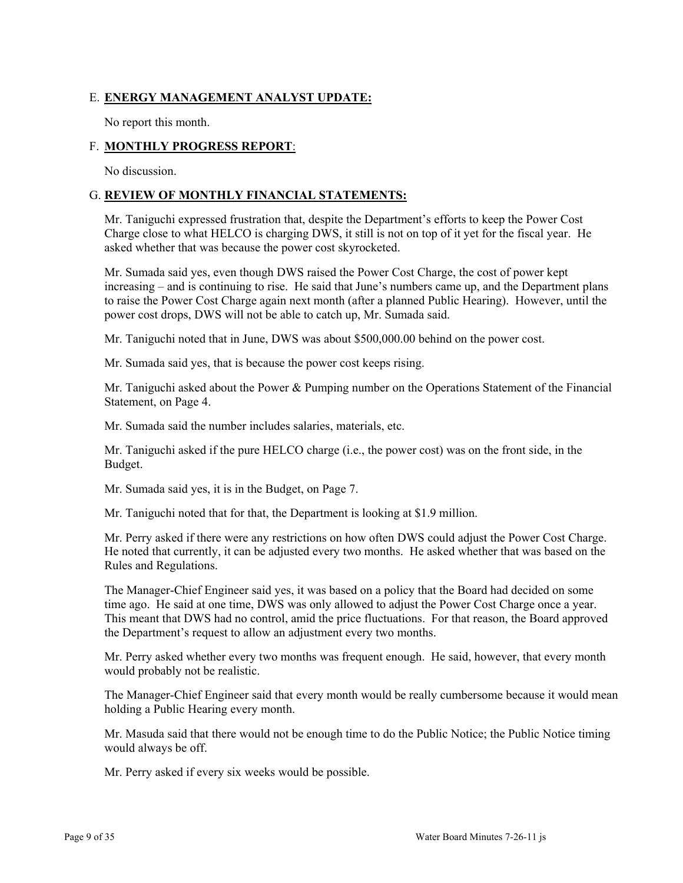E. **ENERGY MANAGEMENT ANALYST UPDATE:**

No report this month.

F. **MONTHLY PROGRESS REPORT**:

No discussion.

G. **REVIEW OF MONTHLY FINANCIAL STATEMENTS:**

Mr. Taniguchi expressed frustration that, despite the Department's efforts to keep the Power Cost Charge close to what HELCO is charging DWS, it still is not on top of it yet for the fiscal year. He asked whether that was because the power cost skyrocketed.

Mr. Sumada said yes, even though DWS raised the Power Cost Charge, the cost of power kept increasing – and is continuing to rise. He said that June's numbers came up, and the Department plans to raise the Power Cost Charge again next month (after a planned Public Hearing). However, until the power cost drops, DWS will not be able to catch up, Mr. Sumada said.

Mr. Taniguchi noted that in June, DWS was about $500,000.00 behind on the power cost.

Mr. Sumada said yes, that is because the power cost keeps rising.

Mr. Taniguchi asked about the Power & Pumping number on the Operations Statement of the Financial Statement, on Page 4.

Mr. Sumada said the number includes salaries, materials, etc.

Mr. Taniguchi asked if the pure HELCO charge (i.e., the power cost) was on the front side, in the Budget.

Mr. Sumada said yes, it is in the Budget, on Page 7.

Mr. Taniguchi noted that for that, the Department is looking at $1.9 million.

Mr. Perry asked if there were any restrictions on how often DWS could adjust the Power Cost Charge. He noted that currently, it can be adjusted every two months. He asked whether that was based on the Rules and Regulations.

The Manager-Chief Engineer said yes, it was based on a policy that the Board had decided on some time ago. He said at one time, DWS was only allowed to adjust the Power Cost Charge once a year. This meant that DWS had no control, amid the price fluctuations. For that reason, the Board approved the Department's request to allow an adjustment every two months.

Mr. Perry asked whether every two months was frequent enough. He said, however, that every month would probably not be realistic.

The Manager-Chief Engineer said that every month would be really cumbersome because it would mean holding a Public Hearing every month.

Mr. Masuda said that there would not be enough time to do the Public Notice; the Public Notice timing would always be off.

Mr. Perry asked if every six weeks would be possible.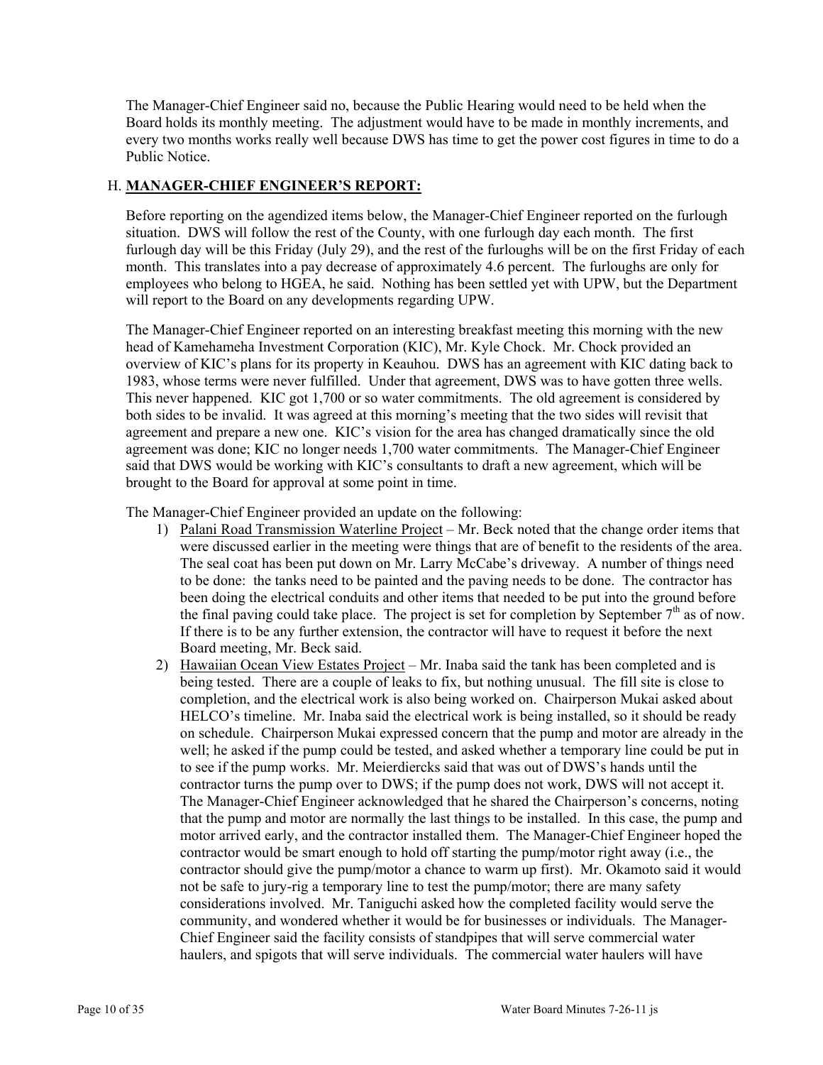The Manager-Chief Engineer said no, because the Public Hearing would need to be held when the Board holds its monthly meeting. The adjustment would have to be made in monthly increments, and every two months works really well because DWS has time to get the power cost figures in time to do a Public Notice.

## H. **MANAGER-CHIEF ENGINEER'S REPORT:**

Before reporting on the agendized items below, the Manager-Chief Engineer reported on the furlough situation. DWS will follow the rest of the County, with one furlough day each month. The first furlough day will be this Friday (July 29), and the rest of the furloughs will be on the first Friday of each month. This translates into a pay decrease of approximately 4.6 percent. The furloughs are only for employees who belong to HGEA, he said. Nothing has been settled yet with UPW, but the Department will report to the Board on any developments regarding UPW.

The Manager-Chief Engineer reported on an interesting breakfast meeting this morning with the new head of Kamehameha Investment Corporation (KIC), Mr. Kyle Chock. Mr. Chock provided an overview of KIC's plans for its property in Keauhou. DWS has an agreement with KIC dating back to 1983, whose terms were never fulfilled. Under that agreement, DWS was to have gotten three wells. This never happened. KIC got 1,700 or so water commitments. The old agreement is considered by both sides to be invalid. It was agreed at this morning's meeting that the two sides will revisit that agreement and prepare a new one. KIC's vision for the area has changed dramatically since the old agreement was done; KIC no longer needs 1,700 water commitments. The Manager-Chief Engineer said that DWS would be working with KIC's consultants to draft a new agreement, which will be brought to the Board for approval at some point in time.

The Manager-Chief Engineer provided an update on the following:

1) Palani Road Transmission Waterline Project – Mr. Beck noted that the change order items that were discussed earlier in the meeting were things that are of benefit to the residents of the area. The seal coat has been put down on Mr. Larry McCabe's driveway. A number of things need to be done: the tanks need to be painted and the paving needs to be done. The contractor has been doing the electrical conduits and other items that needed to be put into the ground before the final paving could take place. The project is set for completion by September 7th as of now. If there is to be any further extension, the contractor will have to request it before the next Board meeting, Mr. Beck said.
2) Hawaiian Ocean View Estates Project – Mr. Inaba said the tank has been completed and is being tested. There are a couple of leaks to fix, but nothing unusual. The fill site is close to completion, and the electrical work is also being worked on. Chairperson Mukai asked about HELCO's timeline. Mr. Inaba said the electrical work is being installed, so it should be ready on schedule. Chairperson Mukai expressed concern that the pump and motor are already in the well; he asked if the pump could be tested, and asked whether a temporary line could be put in to see if the pump works. Mr. Meierdiercks said that was out of DWS's hands until the contractor turns the pump over to DWS; if the pump does not work, DWS will not accept it. The Manager-Chief Engineer acknowledged that he shared the Chairperson's concerns, noting that the pump and motor are normally the last things to be installed. In this case, the pump and motor arrived early, and the contractor installed them. The Manager-Chief Engineer hoped the contractor would be smart enough to hold off starting the pump/motor right away (i.e., the contractor should give the pump/motor a chance to warm up first). Mr. Okamoto said it would not be safe to jury-rig a temporary line to test the pump/motor; there are many safety considerations involved. Mr. Taniguchi asked how the completed facility would serve the community, and wondered whether it would be for businesses or individuals. The Manager-Chief Engineer said the facility consists of standpipes that will serve commercial water haulers, and spigots that will serve individuals. The commercial water haulers will have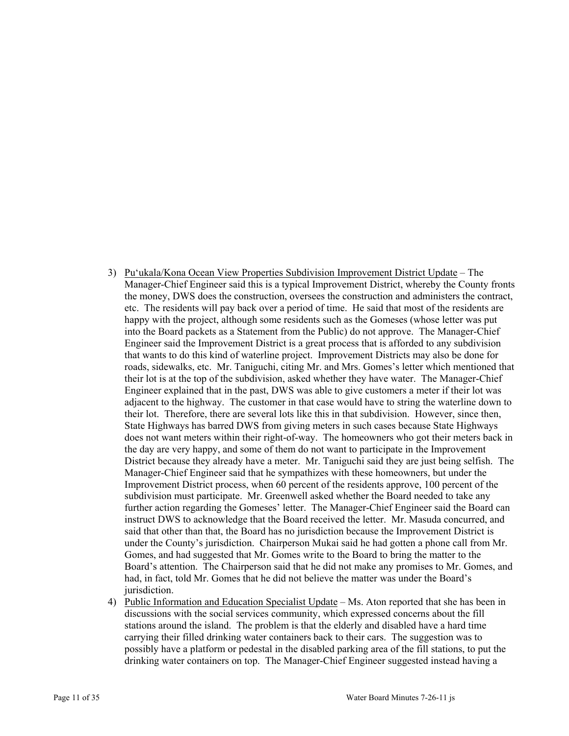3) <u>Pu'ukala/Kona Ocean View Properties Subdivision Improvement District Update</u> – The Manager-Chief Engineer said this is a typical Improvement District, whereby the County fronts the money, DWS does the construction, oversees the construction and administers the contract, etc. The residents will pay back over a period of time. He said that most of the residents are happy with the project, although some residents such as the Gomeses (whose letter was put into the Board packets as a Statement from the Public) do not approve. The Manager-Chief Engineer said the Improvement District is a great process that is afforded to any subdivision that wants to do this kind of waterline project. Improvement Districts may also be done for roads, sidewalks, etc. Mr. Taniguchi, citing Mr. and Mrs. Gomes's letter which mentioned that their lot is at the top of the subdivision, asked whether they have water. The Manager-Chief Engineer explained that in the past, DWS was able to give customers a meter if their lot was adjacent to the highway. The customer in that case would have to string the waterline down to their lot. Therefore, there are several lots like this in that subdivision. However, since then, State Highways has barred DWS from giving meters in such cases because State Highways does not want meters within their right-of-way. The homeowners who got their meters back in the day are very happy, and some of them do not want to participate in the Improvement District because they already have a meter. Mr. Taniguchi said they are just being selfish. The Manager-Chief Engineer said that he sympathizes with these homeowners, but under the Improvement District process, when 60 percent of the residents approve, 100 percent of the subdivision must participate. Mr. Greenwell asked whether the Board needed to take any further action regarding the Gomeses' letter. The Manager-Chief Engineer said the Board can instruct DWS to acknowledge that the Board received the letter. Mr. Masuda concurred, and said that other than that, the Board has no jurisdiction because the Improvement District is under the County's jurisdiction. Chairperson Mukai said he had gotten a phone call from Mr. Gomes, and had suggested that Mr. Gomes write to the Board to bring the matter to the Board's attention. The Chairperson said that he did not make any promises to Mr. Gomes, and had, in fact, told Mr. Gomes that he did not believe the matter was under the Board's jurisdiction.

4) <u>Public Information and Education Specialist Update</u> – Ms. Aton reported that she has been in discussions with the social services community, which expressed concerns about the fill stations around the island. The problem is that the elderly and disabled have a hard time carrying their filled drinking water containers back to their cars. The suggestion was to possibly have a platform or pedestal in the disabled parking area of the fill stations, to put the drinking water containers on top. The Manager-Chief Engineer suggested instead having a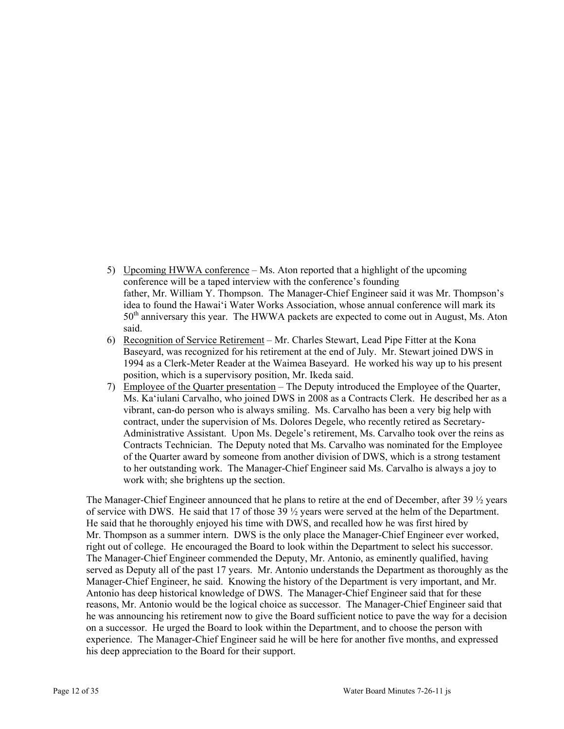5) Upcoming HWWA conference – Ms. Aton reported that a highlight of the upcoming conference will be a taped interview with the conference's founding father, Mr. William Y. Thompson. The Manager-Chief Engineer said it was Mr. Thompson's idea to found the Hawai'i Water Works Association, whose annual conference will mark its 50th anniversary this year. The HWWA packets are expected to come out in August, Ms. Aton said.
6) Recognition of Service Retirement – Mr. Charles Stewart, Lead Pipe Fitter at the Kona Baseyard, was recognized for his retirement at the end of July. Mr. Stewart joined DWS in 1994 as a Clerk-Meter Reader at the Waimea Baseyard. He worked his way up to his present position, which is a supervisory position, Mr. Ikeda said.
7) Employee of the Quarter presentation – The Deputy introduced the Employee of the Quarter, Ms. Ka'iulani Carvalho, who joined DWS in 2008 as a Contracts Clerk. He described her as a vibrant, can-do person who is always smiling. Ms. Carvalho has been a very big help with contract, under the supervision of Ms. Dolores Degele, who recently retired as Secretary-Administrative Assistant. Upon Ms. Degele's retirement, Ms. Carvalho took over the reins as Contracts Technician. The Deputy noted that Ms. Carvalho was nominated for the Employee of the Quarter award by someone from another division of DWS, which is a strong testament to her outstanding work. The Manager-Chief Engineer said Ms. Carvalho is always a joy to work with; she brightens up the section.

The Manager-Chief Engineer announced that he plans to retire at the end of December, after 39 ½ years of service with DWS. He said that 17 of those 39 ½ years were served at the helm of the Department. He said that he thoroughly enjoyed his time with DWS, and recalled how he was first hired by Mr. Thompson as a summer intern. DWS is the only place the Manager-Chief Engineer ever worked, right out of college. He encouraged the Board to look within the Department to select his successor. The Manager-Chief Engineer commended the Deputy, Mr. Antonio, as eminently qualified, having served as Deputy all of the past 17 years. Mr. Antonio understands the Department as thoroughly as the Manager-Chief Engineer, he said. Knowing the history of the Department is very important, and Mr. Antonio has deep historical knowledge of DWS. The Manager-Chief Engineer said that for these reasons, Mr. Antonio would be the logical choice as successor. The Manager-Chief Engineer said that he was announcing his retirement now to give the Board sufficient notice to pave the way for a decision on a successor. He urged the Board to look within the Department, and to choose the person with experience. The Manager-Chief Engineer said he will be here for another five months, and expressed his deep appreciation to the Board for their support.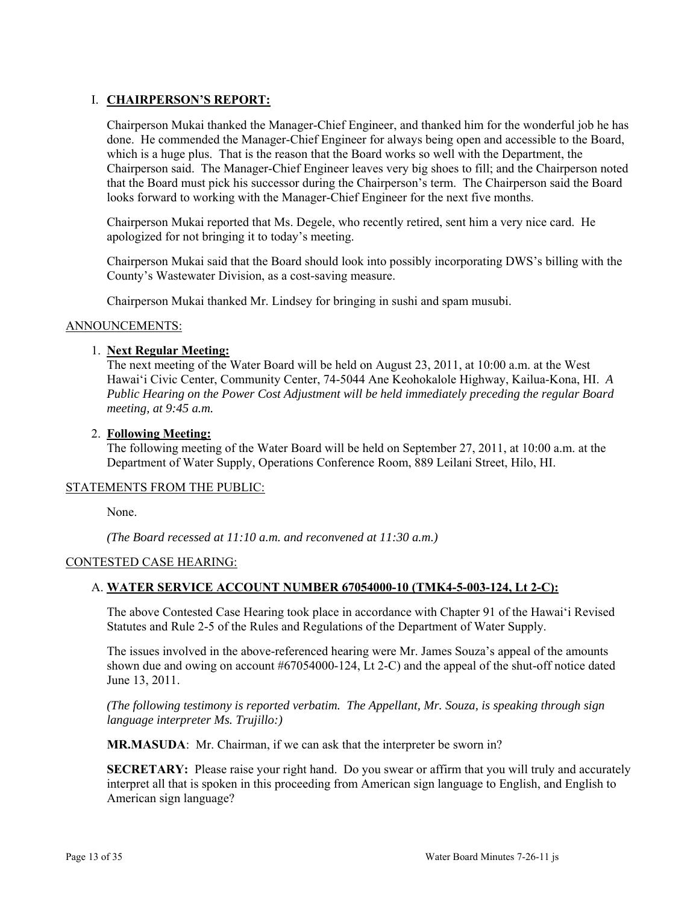## I. CHAIRPERSON'S REPORT:

Chairperson Mukai thanked the Manager-Chief Engineer, and thanked him for the wonderful job he has done. He commended the Manager-Chief Engineer for always being open and accessible to the Board, which is a huge plus. That is the reason that the Board works so well with the Department, the Chairperson said. The Manager-Chief Engineer leaves very big shoes to fill; and the Chairperson noted that the Board must pick his successor during the Chairperson's term. The Chairperson said the Board looks forward to working with the Manager-Chief Engineer for the next five months.

Chairperson Mukai reported that Ms. Degele, who recently retired, sent him a very nice card. He apologized for not bringing it to today's meeting.

Chairperson Mukai said that the Board should look into possibly incorporating DWS's billing with the County's Wastewater Division, as a cost-saving measure.

Chairperson Mukai thanked Mr. Lindsey for bringing in sushi and spam musubi.

## ANNOUNCEMENTS:

1. **Next Regular Meeting:**
   The next meeting of the Water Board will be held on August 23, 2011, at 10:00 a.m. at the West Hawai'i Civic Center, Community Center, 74-5044 Ane Keohokalole Highway, Kailua-Kona, HI. *A Public Hearing on the Power Cost Adjustment will be held immediately preceding the regular Board meeting, at 9:45 a.m.*

2. **Following Meeting:**
   The following meeting of the Water Board will be held on September 27, 2011, at 10:00 a.m. at the Department of Water Supply, Operations Conference Room, 889 Leilani Street, Hilo, HI.

## STATEMENTS FROM THE PUBLIC:

None.

*(The Board recessed at 11:10 a.m. and reconvened at 11:30 a.m.)*

## CONTESTED CASE HEARING:

### A. WATER SERVICE ACCOUNT NUMBER 67054000-10 (TMK4-5-003-124, Lt 2-C):

The above Contested Case Hearing took place in accordance with Chapter 91 of the Hawai'i Revised Statutes and Rule 2-5 of the Rules and Regulations of the Department of Water Supply.

The issues involved in the above-referenced hearing were Mr. James Souza's appeal of the amounts shown due and owing on account #67054000-124, Lt 2-C) and the appeal of the shut-off notice dated June 13, 2011.

*(The following testimony is reported verbatim. The Appellant, Mr. Souza, is speaking through sign language interpreter Ms. Trujillo:)*

**MR.MASUDA**: Mr. Chairman, if we can ask that the interpreter be sworn in?

**SECRETARY:** Please raise your right hand. Do you swear or affirm that you will truly and accurately interpret all that is spoken in this proceeding from American sign language to English, and English to American sign language?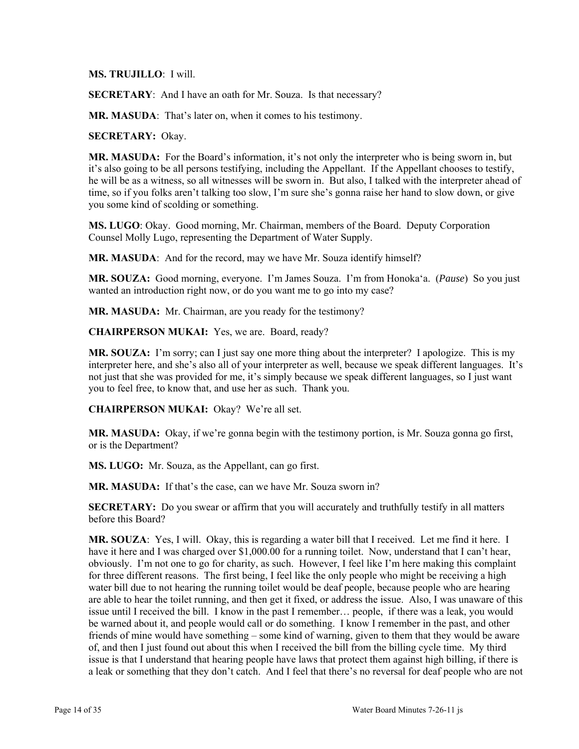**MS. TRUJILLO**: I will.

**SECRETARY**: And I have an oath for Mr. Souza. Is that necessary?

**MR. MASUDA**: That's later on, when it comes to his testimony.

**SECRETARY:** Okay.

**MR. MASUDA:** For the Board's information, it's not only the interpreter who is being sworn in, but it's also going to be all persons testifying, including the Appellant. If the Appellant chooses to testify, he will be as a witness, so all witnesses will be sworn in. But also, I talked with the interpreter ahead of time, so if you folks aren't talking too slow, I'm sure she's gonna raise her hand to slow down, or give you some kind of scolding or something.

**MS. LUGO**: Okay. Good morning, Mr. Chairman, members of the Board. Deputy Corporation Counsel Molly Lugo, representing the Department of Water Supply.

**MR. MASUDA**: And for the record, may we have Mr. Souza identify himself?

**MR. SOUZA:** Good morning, everyone. I'm James Souza. I'm from Honoka'a. (*Pause*) So you just wanted an introduction right now, or do you want me to go into my case?

**MR. MASUDA:** Mr. Chairman, are you ready for the testimony?

**CHAIRPERSON MUKAI:** Yes, we are. Board, ready?

**MR. SOUZA:** I'm sorry; can I just say one more thing about the interpreter? I apologize. This is my interpreter here, and she's also all of your interpreter as well, because we speak different languages. It's not just that she was provided for me, it's simply because we speak different languages, so I just want you to feel free, to know that, and use her as such. Thank you.

**CHAIRPERSON MUKAI:** Okay? We're all set.

**MR. MASUDA:** Okay, if we're gonna begin with the testimony portion, is Mr. Souza gonna go first, or is the Department?

**MS. LUGO:** Mr. Souza, as the Appellant, can go first.

**MR. MASUDA:** If that's the case, can we have Mr. Souza sworn in?

**SECRETARY:** Do you swear or affirm that you will accurately and truthfully testify in all matters before this Board?

**MR. SOUZA**: Yes, I will. Okay, this is regarding a water bill that I received. Let me find it here. I have it here and I was charged over $1,000.00 for a running toilet. Now, understand that I can't hear, obviously. I'm not one to go for charity, as such. However, I feel like I'm here making this complaint for three different reasons. The first being, I feel like the only people who might be receiving a high water bill due to not hearing the running toilet would be deaf people, because people who are hearing are able to hear the toilet running, and then get it fixed, or address the issue. Also, I was unaware of this issue until I received the bill. I know in the past I remember… people, if there was a leak, you would be warned about it, and people would call or do something. I know I remember in the past, and other friends of mine would have something – some kind of warning, given to them that they would be aware of, and then I just found out about this when I received the bill from the billing cycle time. My third issue is that I understand that hearing people have laws that protect them against high billing, if there is a leak or something that they don't catch. And I feel that there's no reversal for deaf people who are not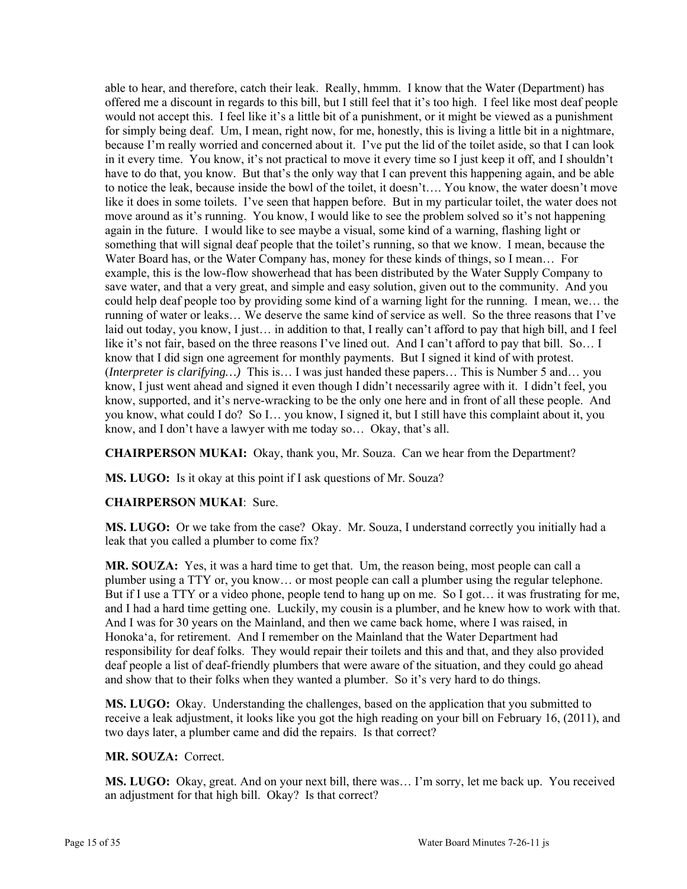able to hear, and therefore, catch their leak. Really, hmmm. I know that the Water (Department) has offered me a discount in regards to this bill, but I still feel that it's too high. I feel like most deaf people would not accept this. I feel like it's a little bit of a punishment, or it might be viewed as a punishment for simply being deaf. Um, I mean, right now, for me, honestly, this is living a little bit in a nightmare, because I'm really worried and concerned about it. I've put the lid of the toilet aside, so that I can look in it every time. You know, it's not practical to move it every time so I just keep it off, and I shouldn't have to do that, you know. But that's the only way that I can prevent this happening again, and be able to notice the leak, because inside the bowl of the toilet, it doesn't…. You know, the water doesn't move like it does in some toilets. I've seen that happen before. But in my particular toilet, the water does not move around as it's running. You know, I would like to see the problem solved so it's not happening again in the future. I would like to see maybe a visual, some kind of a warning, flashing light or something that will signal deaf people that the toilet's running, so that we know. I mean, because the Water Board has, or the Water Company has, money for these kinds of things, so I mean… For example, this is the low-flow showerhead that has been distributed by the Water Supply Company to save water, and that a very great, and simple and easy solution, given out to the community. And you could help deaf people too by providing some kind of a warning light for the running. I mean, we… the running of water or leaks… We deserve the same kind of service as well. So the three reasons that I've laid out today, you know, I just… in addition to that, I really can't afford to pay that high bill, and I feel like it's not fair, based on the three reasons I've lined out. And I can't afford to pay that bill. So… I know that I did sign one agreement for monthly payments. But I signed it kind of with protest. (*Interpreter is clarifying…)* This is… I was just handed these papers… This is Number 5 and… you know, I just went ahead and signed it even though I didn't necessarily agree with it. I didn't feel, you know, supported, and it's nerve-wracking to be the only one here and in front of all these people. And you know, what could I do? So I… you know, I signed it, but I still have this complaint about it, you know, and I don't have a lawyer with me today so… Okay, that's all.

**CHAIRPERSON MUKAI:** Okay, thank you, Mr. Souza. Can we hear from the Department?

**MS. LUGO:** Is it okay at this point if I ask questions of Mr. Souza?

**CHAIRPERSON MUKAI**: Sure.

**MS. LUGO:** Or we take from the case? Okay. Mr. Souza, I understand correctly you initially had a leak that you called a plumber to come fix?

**MR. SOUZA:** Yes, it was a hard time to get that. Um, the reason being, most people can call a plumber using a TTY or, you know… or most people can call a plumber using the regular telephone. But if I use a TTY or a video phone, people tend to hang up on me. So I got… it was frustrating for me, and I had a hard time getting one. Luckily, my cousin is a plumber, and he knew how to work with that. And I was for 30 years on the Mainland, and then we came back home, where I was raised, in Honoka'a, for retirement. And I remember on the Mainland that the Water Department had responsibility for deaf folks. They would repair their toilets and this and that, and they also provided deaf people a list of deaf-friendly plumbers that were aware of the situation, and they could go ahead and show that to their folks when they wanted a plumber. So it's very hard to do things.

**MS. LUGO:** Okay. Understanding the challenges, based on the application that you submitted to receive a leak adjustment, it looks like you got the high reading on your bill on February 16, (2011), and two days later, a plumber came and did the repairs. Is that correct?

**MR. SOUZA:** Correct.

**MS. LUGO:** Okay, great. And on your next bill, there was… I'm sorry, let me back up. You received an adjustment for that high bill. Okay? Is that correct?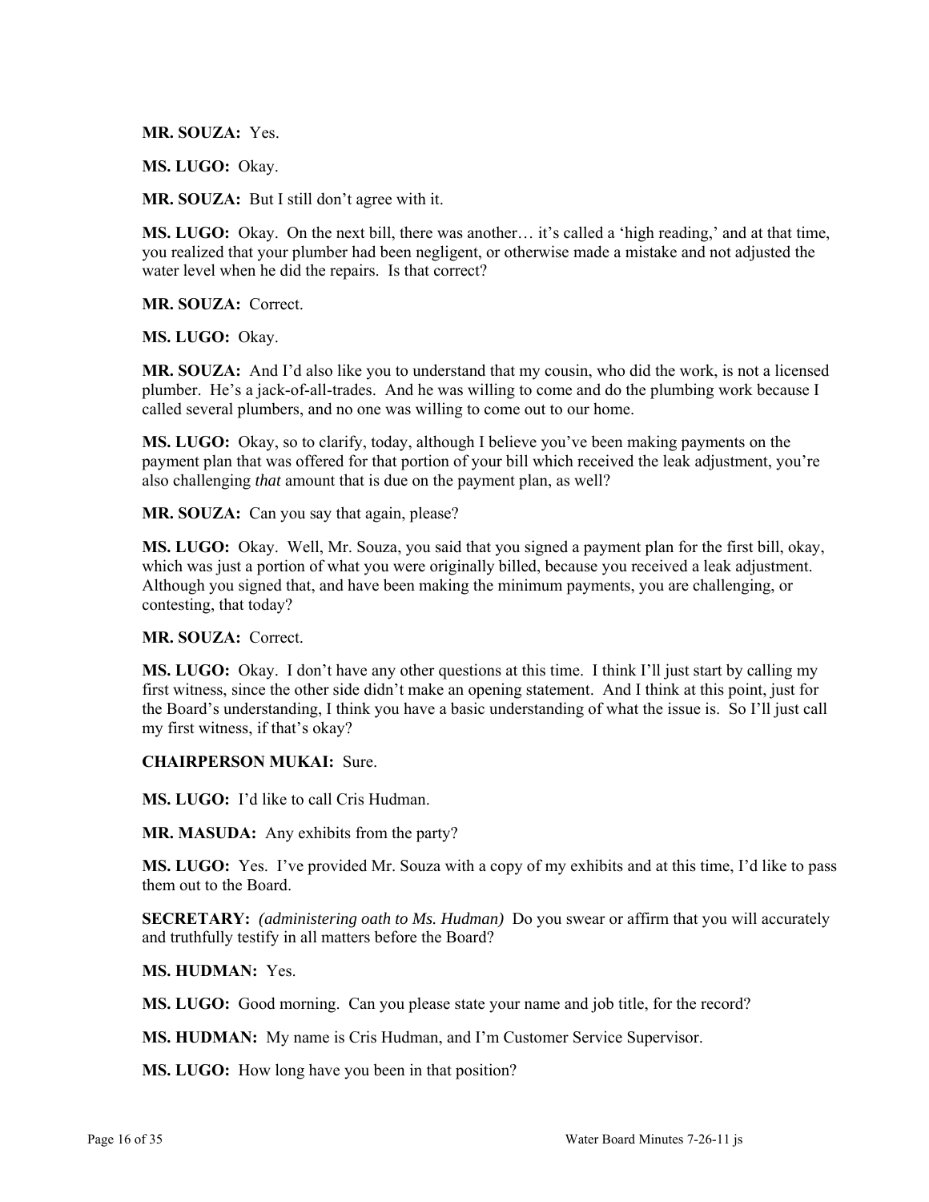**MR. SOUZA:** Yes.

**MS. LUGO:** Okay.

**MR. SOUZA:** But I still don't agree with it.

**MS. LUGO:** Okay. On the next bill, there was another… it's called a 'high reading,' and at that time, you realized that your plumber had been negligent, or otherwise made a mistake and not adjusted the water level when he did the repairs. Is that correct?

**MR. SOUZA:** Correct.

**MS. LUGO:** Okay.

**MR. SOUZA:** And I'd also like you to understand that my cousin, who did the work, is not a licensed plumber. He's a jack-of-all-trades. And he was willing to come and do the plumbing work because I called several plumbers, and no one was willing to come out to our home.

**MS. LUGO:** Okay, so to clarify, today, although I believe you've been making payments on the payment plan that was offered for that portion of your bill which received the leak adjustment, you're also challenging *that* amount that is due on the payment plan, as well?

**MR. SOUZA:** Can you say that again, please?

**MS. LUGO:** Okay. Well, Mr. Souza, you said that you signed a payment plan for the first bill, okay, which was just a portion of what you were originally billed, because you received a leak adjustment. Although you signed that, and have been making the minimum payments, you are challenging, or contesting, that today?

**MR. SOUZA:** Correct.

**MS. LUGO:** Okay. I don't have any other questions at this time. I think I'll just start by calling my first witness, since the other side didn't make an opening statement. And I think at this point, just for the Board's understanding, I think you have a basic understanding of what the issue is. So I'll just call my first witness, if that's okay?

**CHAIRPERSON MUKAI:** Sure.

**MS. LUGO:** I'd like to call Cris Hudman.

**MR. MASUDA:** Any exhibits from the party?

**MS. LUGO:** Yes. I've provided Mr. Souza with a copy of my exhibits and at this time, I'd like to pass them out to the Board.

**SECRETARY:** *(administering oath to Ms. Hudman)* Do you swear or affirm that you will accurately and truthfully testify in all matters before the Board?

**MS. HUDMAN:** Yes.

**MS. LUGO:** Good morning. Can you please state your name and job title, for the record?

**MS. HUDMAN:** My name is Cris Hudman, and I'm Customer Service Supervisor.

**MS. LUGO:** How long have you been in that position?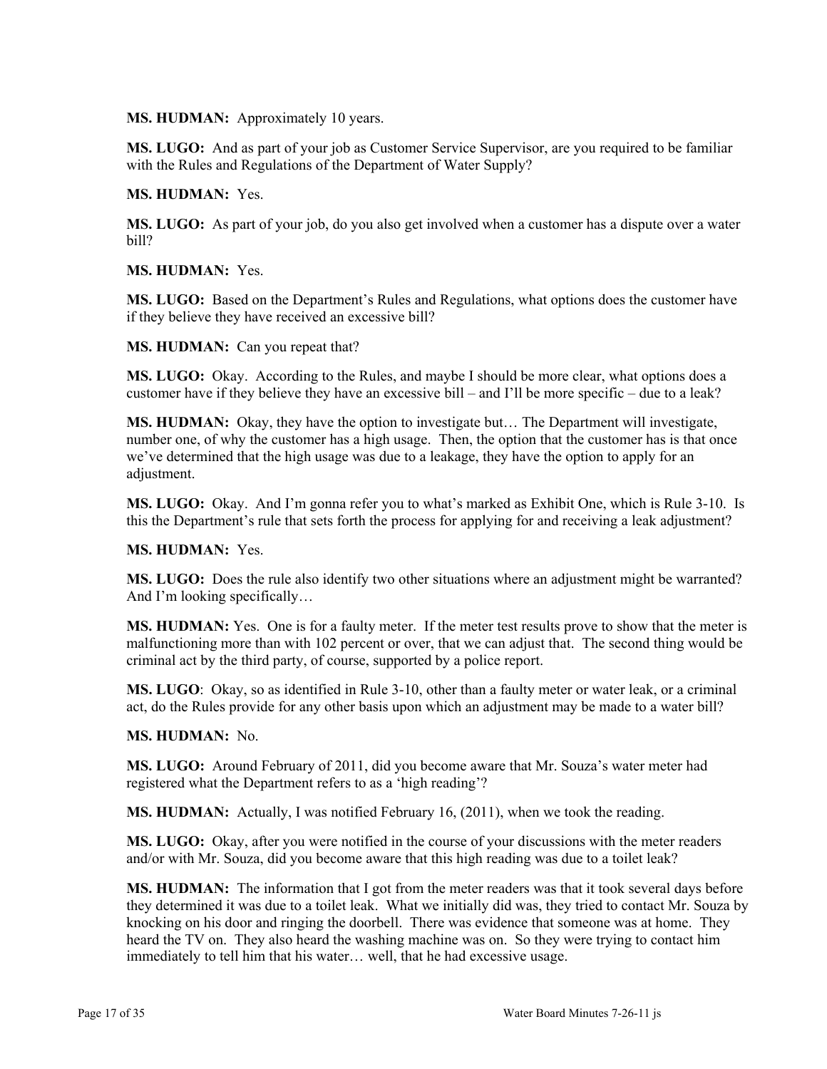**MS. HUDMAN:** Approximately 10 years.

**MS. LUGO:** And as part of your job as Customer Service Supervisor, are you required to be familiar with the Rules and Regulations of the Department of Water Supply?

**MS. HUDMAN:** Yes.

**MS. LUGO:** As part of your job, do you also get involved when a customer has a dispute over a water bill?

**MS. HUDMAN:** Yes.

**MS. LUGO:** Based on the Department's Rules and Regulations, what options does the customer have if they believe they have received an excessive bill?

**MS. HUDMAN:** Can you repeat that?

**MS. LUGO:** Okay. According to the Rules, and maybe I should be more clear, what options does a customer have if they believe they have an excessive bill – and I'll be more specific – due to a leak?

**MS. HUDMAN:** Okay, they have the option to investigate but… The Department will investigate, number one, of why the customer has a high usage. Then, the option that the customer has is that once we've determined that the high usage was due to a leakage, they have the option to apply for an adjustment.

**MS. LUGO:** Okay. And I'm gonna refer you to what's marked as Exhibit One, which is Rule 3-10. Is this the Department's rule that sets forth the process for applying for and receiving a leak adjustment?

**MS. HUDMAN:** Yes.

**MS. LUGO:** Does the rule also identify two other situations where an adjustment might be warranted? And I'm looking specifically…

**MS. HUDMAN:** Yes. One is for a faulty meter. If the meter test results prove to show that the meter is malfunctioning more than with 102 percent or over, that we can adjust that. The second thing would be criminal act by the third party, of course, supported by a police report.

**MS. LUGO**: Okay, so as identified in Rule 3-10, other than a faulty meter or water leak, or a criminal act, do the Rules provide for any other basis upon which an adjustment may be made to a water bill?

**MS. HUDMAN:** No.

**MS. LUGO:** Around February of 2011, did you become aware that Mr. Souza's water meter had registered what the Department refers to as a 'high reading'?

**MS. HUDMAN:** Actually, I was notified February 16, (2011), when we took the reading.

**MS. LUGO:** Okay, after you were notified in the course of your discussions with the meter readers and/or with Mr. Souza, did you become aware that this high reading was due to a toilet leak?

**MS. HUDMAN:** The information that I got from the meter readers was that it took several days before they determined it was due to ringing a toilet leak. What we initially did was, they tried to contact Mr. Souza by knocking on his door and ringing the doorbell. There was evidence that someone was at home. They heard the TV on. They also heard the washing machine was on. So they were trying to contact him immediately to tell him that his water… well, that he had excessive usage.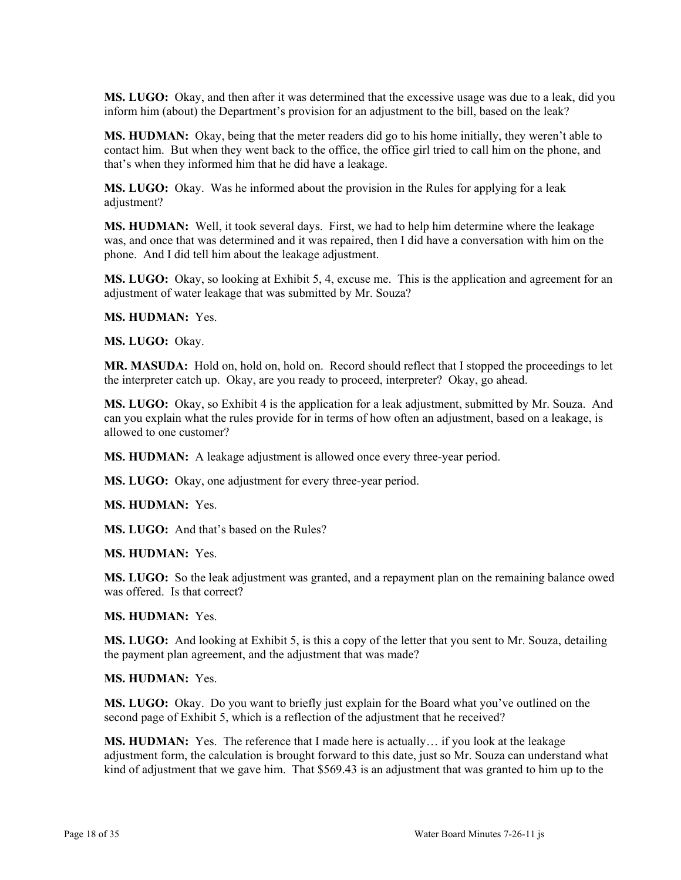**MS. LUGO:** Okay, and then after it was determined that the excessive usage was due to a leak, did you inform him (about) the Department's provision for an adjustment to the bill, based on the leak?

**MS. HUDMAN:** Okay, being that the meter readers did go to his home initially, they weren't able to contact him. But when they went back to the office, the office girl tried to call him on the phone, and that's when they informed him that he did have a leakage.

**MS. LUGO:** Okay. Was he informed about the provision in the Rules for applying for a leak adjustment?

**MS. HUDMAN:** Well, it took several days. First, we had to help him determine where the leakage was, and once that was determined and it was repaired, then I did have a conversation with him on the phone. And I did tell him about the leakage adjustment.

**MS. LUGO:** Okay, so looking at Exhibit 5, 4, excuse me. This is the application and agreement for an adjustment of water leakage that was submitted by Mr. Souza?

**MS. HUDMAN:** Yes.

**MS. LUGO:** Okay.

**MR. MASUDA:** Hold on, hold on, hold on. Record should reflect that I stopped the proceedings to let the interpreter catch up. Okay, are you ready to proceed, interpreter? Okay, go ahead.

**MS. LUGO:** Okay, so Exhibit 4 is the application for a leak adjustment, submitted by Mr. Souza. And can you explain what the rules provide for in terms of how often an adjustment, based on a leakage, is allowed to one customer?

**MS. HUDMAN:** A leakage adjustment is allowed once every three-year period.

**MS. LUGO:** Okay, one adjustment for every three-year period.

**MS. HUDMAN:** Yes.

**MS. LUGO:** And that's based on the Rules?

**MS. HUDMAN:** Yes.

**MS. LUGO:** So the leak adjustment was granted, and a repayment plan on the remaining balance owed was offered. Is that correct?

**MS. HUDMAN:** Yes.

**MS. LUGO:** And looking at Exhibit 5, is this a copy of the letter that you sent to Mr. Souza, detailing the payment plan agreement, and the adjustment that was made?

**MS. HUDMAN:** Yes.

**MS. LUGO:** Okay. Do you want to briefly just explain for the Board what you've outlined on the second page of Exhibit 5, which is a reflection of the adjustment that he received?

**MS. HUDMAN:** Yes. The reference that I made here is actually… if you look at the leakage adjustment form, the calculation is brought forward to this date, just so Mr. Souza can understand what kind of adjustment that we gave him. That $569.43 is an adjustment that was granted to him up to the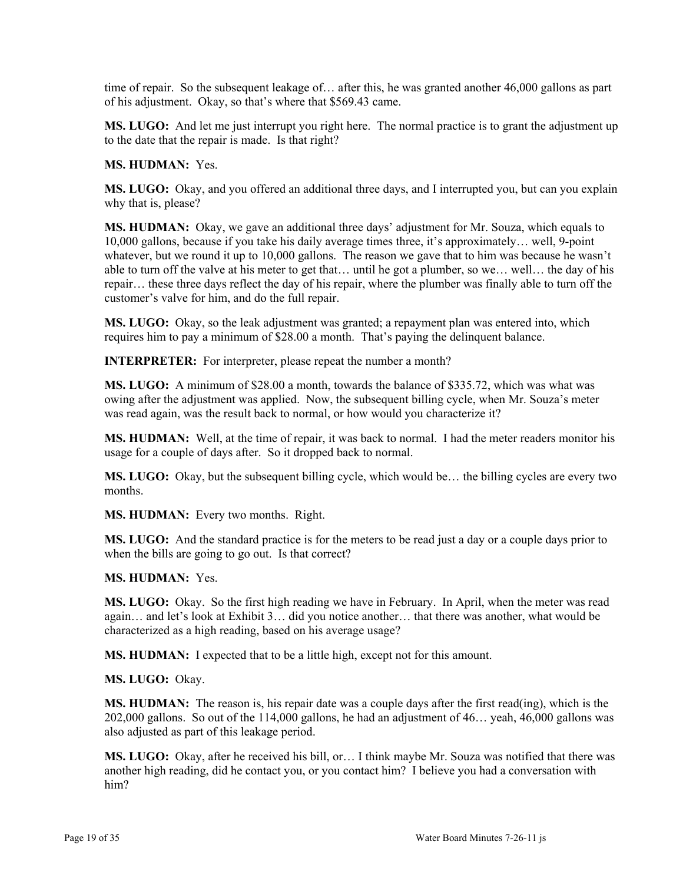time of repair. So the subsequent leakage of… after this, he was granted another 46,000 gallons as part of his adjustment. Okay, so that's where that $569.43 came.

**MS. LUGO:** And let me just interrupt you right here. The normal practice is to grant the adjustment up to the date that the repair is made. Is that right?

**MS. HUDMAN:** Yes.

**MS. LUGO:** Okay, and you offered an additional three days, and I interrupted you, but can you explain why that is, please?

**MS. HUDMAN:** Okay, we gave an additional three days' adjustment for Mr. Souza, which equals to 10,000 gallons, because if you take his daily average times three, it's approximately… well, 9-point whatever, but we round it up to 10,000 gallons. The reason we gave that to him was because he wasn't able to turn off the valve at his meter to get that… until he got a plumber, so we… well… the day of his repair… these three days reflect the day of his repair, where the plumber was finally able to turn off the customer's valve for him, and do the full repair.

**MS. LUGO:** Okay, so the leak adjustment was granted; a repayment plan was entered into, which requires him to pay a minimum of $28.00 a month. That's paying the delinquent balance.

**INTERPRETER:** For interpreter, please repeat the number a month?

**MS. LUGO:** A minimum of $28.00 a month, towards the balance of $335.72, which was what was owing after the adjustment was applied. Now, the subsequent billing cycle, when Mr. Souza's meter was read again, was the result back to normal, or how would you characterize it?

**MS. HUDMAN:** Well, at the time of repair, it was back to normal. I had the meter readers monitor his usage for a couple of days after. So it dropped back to normal.

**MS. LUGO:** Okay, but the subsequent billing cycle, which would be… the billing cycles are every two months.

**MS. HUDMAN:** Every two months. Right.

**MS. LUGO:** And the standard practice is for the meters to be read just a day or a couple days prior to when the bills are going to go out. Is that correct?

**MS. HUDMAN:** Yes.

**MS. LUGO:** Okay. So the first high reading we have in February. In April, when the meter was read again… and let's look at Exhibit 3… did you notice another… that there was another, what would be characterized as a high reading, based on his average usage?

**MS. HUDMAN:** I expected that to be a little high, except not for this amount.

**MS. LUGO:** Okay.

**MS. HUDMAN:** The reason is, his repair date was a couple days after the first read(ing), which is the 202,000 gallons. So out of the 114,000 gallons, he had an adjustment of 46… yeah, 46,000 gallons was also adjusted as part of this leakage period.

**MS. LUGO:** Okay, after he received his bill, or… I think maybe Mr. Souza was notified that there was another high reading, did he contact you, or you contact him? I believe you had a conversation with him?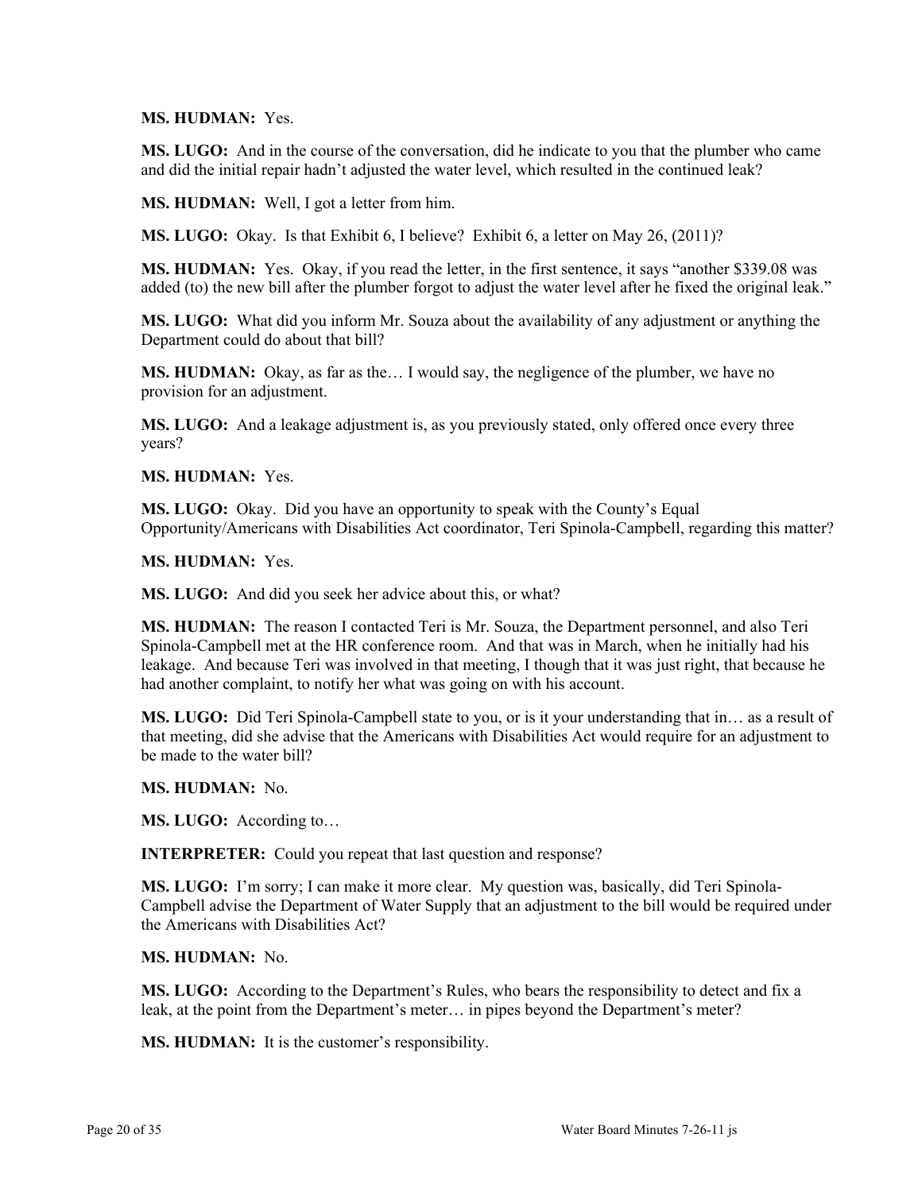**MS. HUDMAN:** Yes.

**MS. LUGO:** And in the course of the conversation, did he indicate to you that the plumber who came and did the initial repair hadn't adjusted the water level, which resulted in the continued leak?

**MS. HUDMAN:** Well, I got a letter from him.

**MS. LUGO:** Okay. Is that Exhibit 6, I believe? Exhibit 6, a letter on May 26, (2011)?

**MS. HUDMAN:** Yes. Okay, if you read the letter, in the first sentence, it says "another $339.08 was added (to) the new bill after the plumber forgot to adjust the water level after he fixed the original leak."

**MS. LUGO:** What did you inform Mr. Souza about the availability of any adjustment or anything the Department could do about that bill?

**MS. HUDMAN:** Okay, as far as the… I would say, the negligence of the plumber, we have no provision for an adjustment.

**MS. LUGO:** And a leakage adjustment is, as you previously stated, only offered once every three years?

**MS. HUDMAN:** Yes.

**MS. LUGO:** Okay. Did you have an opportunity to speak with the County's Equal Opportunity/Americans with Disabilities Act coordinator, Teri Spinola-Campbell, regarding this matter?

**MS. HUDMAN:** Yes.

**MS. LUGO:** And did you seek her advice about this, or what?

**MS. HUDMAN:** The reason I contacted Teri is Mr. Souza, the Department personnel, and also Teri Spinola-Campbell met at the HR conference room. And that was in March, when he initially had his leakage. And because Teri was involved in that meeting, I though that it was just right, that because he had another complaint, to notify her what was going on with his account.

**MS. LUGO:** Did Teri Spinola-Campbell state to you, or is it your understanding that in… as a result of that meeting, did she advise that the Americans with Disabilities Act would require for an adjustment to be made to the water bill?

**MS. HUDMAN:** No.

**MS. LUGO:** According to…

**INTERPRETER:** Could you repeat that last question and response?

**MS. LUGO:** I'm sorry; I can make it more clear. My question was, basically, did Teri Spinola-Campbell advise the Department of Water Supply that an adjustment to the bill would be required under the Americans with Disabilities Act?

**MS. HUDMAN:** No.

**MS. LUGO:** According to the Department's Rules, who bears the responsibility to detect and fix a leak, at the point from the Department's meter… in pipes beyond the Department's meter?

**MS. HUDMAN:** It is the customer's responsibility.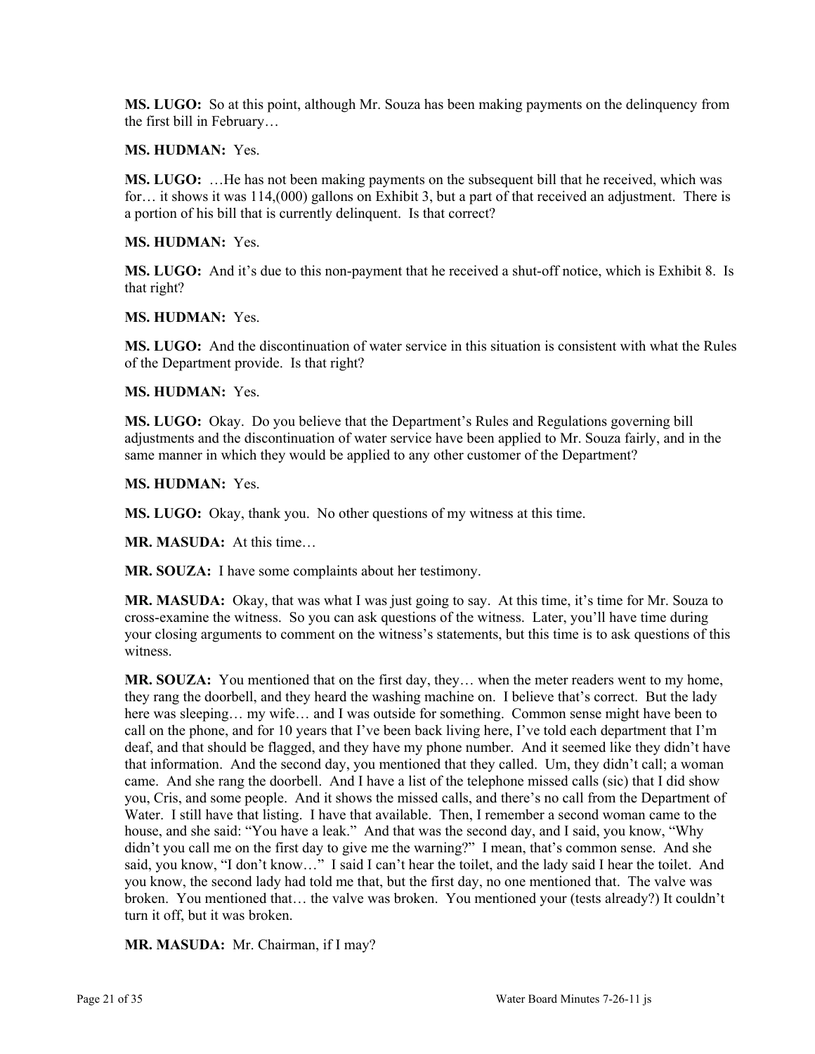**MS. LUGO:** So at this point, although Mr. Souza has been making payments on the delinquency from the first bill in February…

**MS. HUDMAN:** Yes.

**MS. LUGO:** …He has not been making payments on the subsequent bill that he received, which was for… it shows it was 114,(000) gallons on Exhibit 3, but a part of that received an adjustment. There is a portion of his bill that is currently delinquent. Is that correct?

**MS. HUDMAN:** Yes.

**MS. LUGO:** And it's due to this non-payment that he received a shut-off notice, which is Exhibit 8. Is that right?

**MS. HUDMAN:** Yes.

**MS. LUGO:** And the discontinuation of water service in this situation is consistent with what the Rules of the Department provide. Is that right?

**MS. HUDMAN:** Yes.

**MS. LUGO:** Okay. Do you believe that the Department's Rules and Regulations governing bill adjustments and the discontinuation of water service have been applied to Mr. Souza fairly, and in the same manner in which they would be applied to any other customer of the Department?

**MS. HUDMAN:** Yes.

**MS. LUGO:** Okay, thank you. No other questions of my witness at this time.

**MR. MASUDA:** At this time…

**MR. SOUZA:** I have some complaints about her testimony.

**MR. MASUDA:** Okay, that was what I was just going to say. At this time, it's time for Mr. Souza to cross-examine the witness. So you can ask questions of the witness. Later, you'll have time during your closing arguments to comment on the witness's statements, but this time is to ask questions of this witness.

**MR. SOUZA:** You mentioned that on the first day, they… when the meter readers went to my home, they rang the doorbell, and they heard the washing machine on. I believe that's correct. But the lady here was sleeping… my wife… and I was outside for something. Common sense might have been to call on the phone, and for 10 years that I've been back living here, I've told each department that I'm deaf, and that should be flagged, and they have my phone number. And it seemed like they didn't have that information. And the second day, you mentioned that they called. Um, they didn't call; a woman came. And she rang the doorbell. And I have a list of the telephone missed calls (sic) that I did show you, Cris, and some people. And it shows the missed calls, and there's no call from the Department of Water. I still have that listing. I have that available. Then, I remember a second woman came to the house, and she said: "You have a leak." And that was the second day, and I said, you know, "Why didn't you call me on the first day to give me the warning?" I mean, that's common sense. And she said, you know, "I don't know…" I said I can't hear the toilet, and the lady said I hear the toilet. And you know, the second lady had told me that, but the first day, no one mentioned that. The valve was broken. You mentioned that… the valve was broken. You mentioned your (tests already?) It couldn't turn it off, but it was broken.

**MR. MASUDA:** Mr. Chairman, if I may?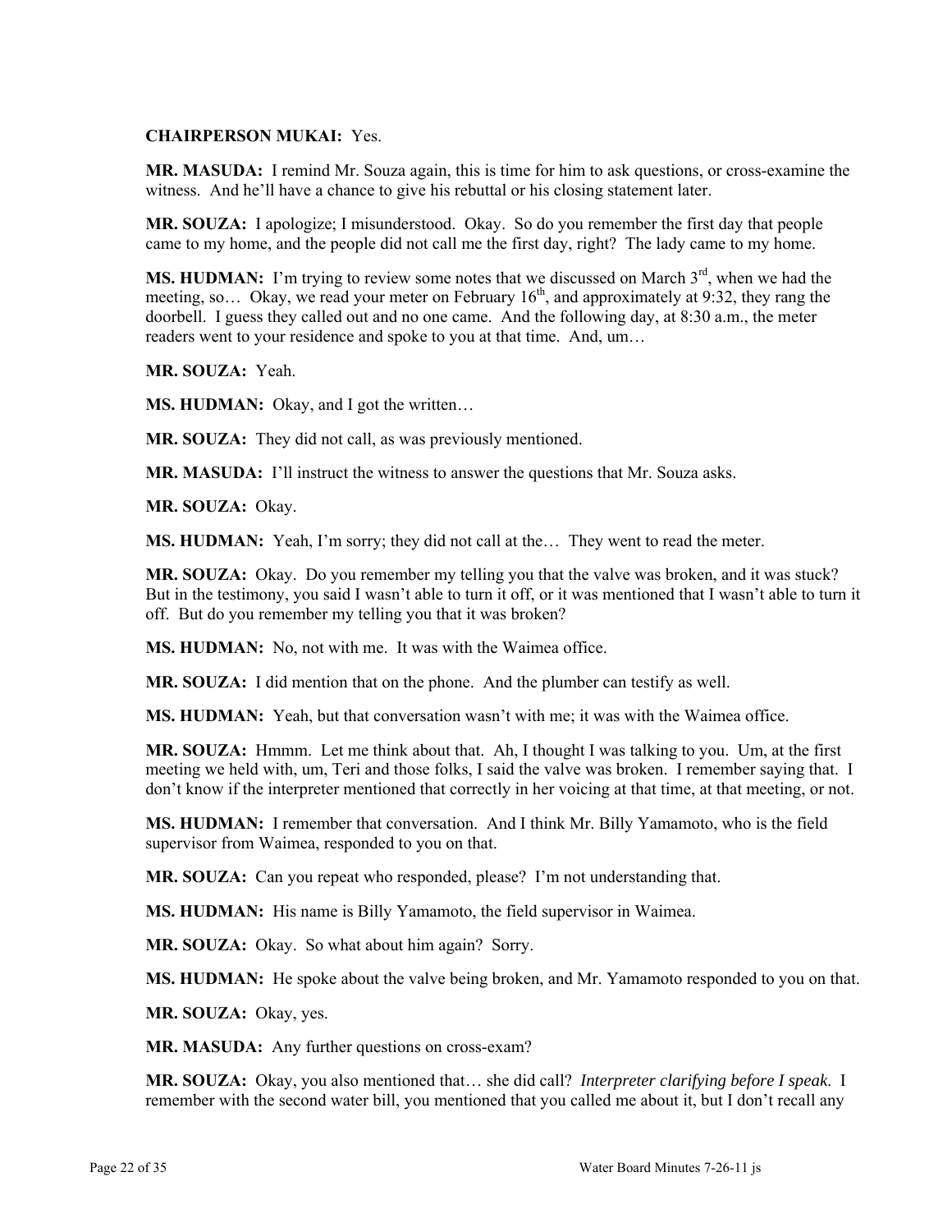**CHAIRPERSON MUKAI:** Yes.

**MR. MASUDA:** I remind Mr. Souza again, this is time for him to ask questions, or cross-examine the witness. And he'll have a chance to give his rebuttal or his closing statement later.

**MR. SOUZA:** I apologize; I misunderstood. Okay. So do you remember the first day that people came to my home, and the people did not call me the first day, right? The lady came to my home.

**MS. HUDMAN:** I'm trying to review some notes that we discussed on March 3rd, when we had the meeting, so… Okay, we read your meter on February 16th, and approximately at 9:32, they rang the doorbell. I guess they called out and no one came. And the following day, at 8:30 a.m., the meter readers went to your residence and spoke to you at that time. And, um…

**MR. SOUZA:** Yeah.

**MS. HUDMAN:** Okay, and I got the written…

**MR. SOUZA:** They did not call, as was previously mentioned.

**MR. MASUDA:** I'll instruct the witness to answer the questions that Mr. Souza asks.

**MR. SOUZA:** Okay.

**MS. HUDMAN:** Yeah, I'm sorry; they did not call at the… They went to read the meter.

**MR. SOUZA:** Okay. Do you remember my telling you that the valve was broken, and it was stuck? But in the testimony, you said I wasn't able to turn it off, or it was mentioned that I wasn't able to turn it off. But do you remember my telling you that it was broken?

**MS. HUDMAN:** No, not with me. It was with the Waimea office.

**MR. SOUZA:** I did mention that on the phone. And the plumber can testify as well.

**MS. HUDMAN:** Yeah, but that conversation wasn't with me; it was with the Waimea office.

**MR. SOUZA:** Hmmm. Let me think about that. Ah, I thought I was talking to you. Um, at the first meeting we held with, um, Teri and those folks, I said the valve was broken. I remember saying that. I don't know if the interpreter mentioned that correctly in her voicing at that time, at that meeting, or not.

**MS. HUDMAN:** I remember that conversation. And I think Mr. Billy Yamamoto, who is the field supervisor from Waimea, responded to you on that.

**MR. SOUZA:** Can you repeat who responded, please? I'm not understanding that.

**MS. HUDMAN:** His name is Billy Yamamoto, the field supervisor in Waimea.

**MR. SOUZA:** Okay. So what about him again? Sorry.

**MS. HUDMAN:** He spoke about the valve being broken, and Mr. Yamamoto responded to you on that.

**MR. SOUZA:** Okay, yes.

**MR. MASUDA:** Any further questions on cross-exam?

**MR. SOUZA:** Okay, you also mentioned that… she did call? *Interpreter clarifying before I speak.* I remember with the second water bill, you mentioned that you called me about it, but I don't recall any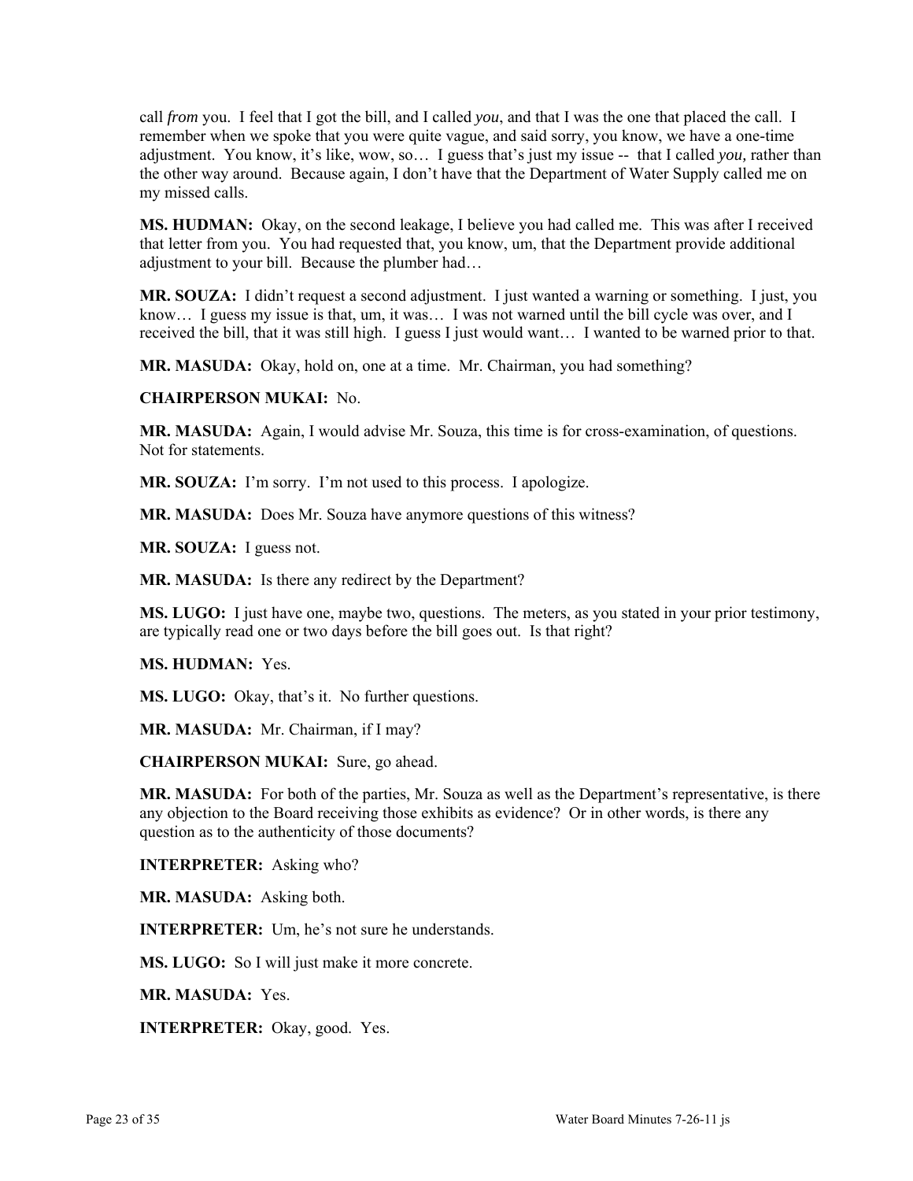call *from* you. I feel that I got the bill, and I called *you*, and that I was the one that placed the call. I remember when we spoke that you were quite vague, and said sorry, you know, we have a one-time adjustment. You know, it's like, wow, so… I guess that's just my issue -- that I called *you,* rather than the other way around. Because again, I don't have that the Department of Water Supply called me on my missed calls.

**MS. HUDMAN:** Okay, on the second leakage, I believe you had called me. This was after I received that letter from you. You had requested that, you know, um, that the Department provide additional adjustment to your bill. Because the plumber had…

**MR. SOUZA:** I didn't request a second adjustment. I just wanted a warning or something. I just, you know… I guess my issue is that, um, it was… I was not warned until the bill cycle was over, and I received the bill, that it was still high. I guess I just would want… I wanted to be warned prior to that.

**MR. MASUDA:** Okay, hold on, one at a time. Mr. Chairman, you had something?

**CHAIRPERSON MUKAI:** No.

**MR. MASUDA:** Again, I would advise Mr. Souza, this time is for cross-examination, of questions. Not for statements.

**MR. SOUZA:** I'm sorry. I'm not used to this process. I apologize.

**MR. MASUDA:** Does Mr. Souza have anymore questions of this witness?

**MR. SOUZA:** I guess not.

**MR. MASUDA:** Is there any redirect by the Department?

**MS. LUGO:** I just have one, maybe two, questions. The meters, as you stated in your prior testimony, are typically read one or two days before the bill goes out. Is that right?

**MS. HUDMAN:** Yes.

**MS. LUGO:** Okay, that's it. No further questions.

**MR. MASUDA:** Mr. Chairman, if I may?

**CHAIRPERSON MUKAI:** Sure, go ahead.

**MR. MASUDA:** For both of the parties, Mr. Souza as well as the Department's representative, is there any objection to the Board receiving those exhibits as evidence? Or in other words, is there any question as to the authenticity of those documents?

**INTERPRETER:** Asking who?

**MR. MASUDA:** Asking both.

**INTERPRETER:** Um, he's not sure he understands.

**MS. LUGO:** So I will just make it more concrete.

**MR. MASUDA:** Yes.

**INTERPRETER:** Okay, good. Yes.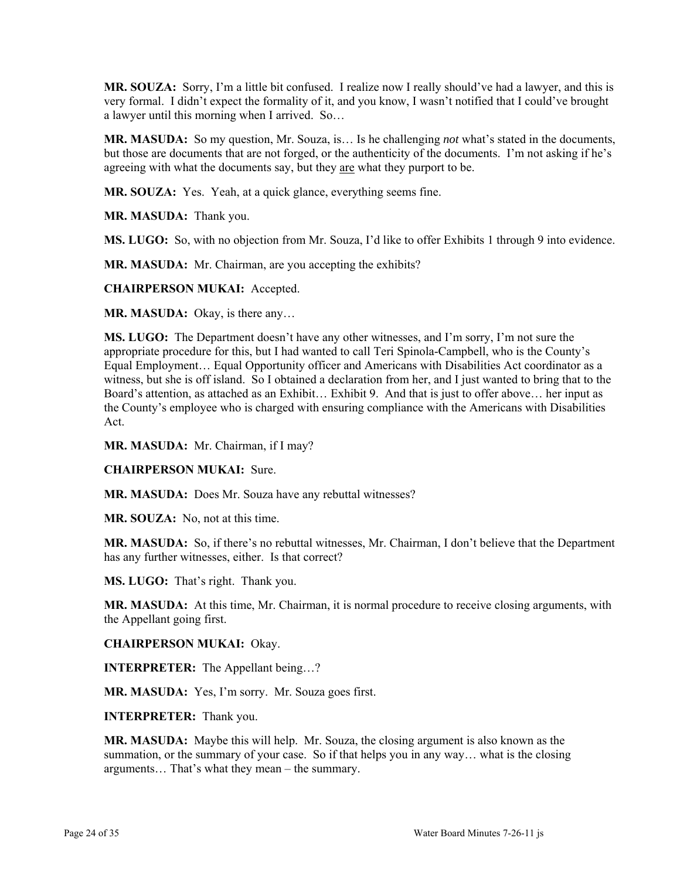**MR. SOUZA:** Sorry, I'm a little bit confused. I realize now I really should've had a lawyer, and this is very formal. I didn't expect the formality of it, and you know, I wasn't notified that I could've brought a lawyer until this morning when I arrived. So…

**MR. MASUDA:** So my question, Mr. Souza, is… Is he challenging *not* what's stated in the documents, but those are documents that are not forged, or the authenticity of the documents. I'm not asking if he's agreeing with what the documents say, but they are what they purport to be.

**MR. SOUZA:** Yes. Yeah, at a quick glance, everything seems fine.

**MR. MASUDA:** Thank you.

**MS. LUGO:** So, with no objection from Mr. Souza, I'd like to offer Exhibits 1 through 9 into evidence.

**MR. MASUDA:** Mr. Chairman, are you accepting the exhibits?

**CHAIRPERSON MUKAI:** Accepted.

**MR. MASUDA:** Okay, is there any…

**MS. LUGO:** The Department doesn't have any other witnesses, and I'm sorry, I'm not sure the appropriate procedure for this, but I had wanted to call Teri Spinola-Campbell, who is the County's Equal Employment… Equal Opportunity officer and Americans with Disabilities Act coordinator as a witness, but she is off island. So I obtained a declaration from her, and I just wanted to bring that to the Board's attention, as attached as an Exhibit… Exhibit 9. And that is just to offer above… her input as the County's employee who is charged with ensuring compliance with the Americans with Disabilities Act.

**MR. MASUDA:** Mr. Chairman, if I may?

**CHAIRPERSON MUKAI:** Sure.

**MR. MASUDA:** Does Mr. Souza have any rebuttal witnesses?

**MR. SOUZA:** No, not at this time.

**MR. MASUDA:** So, if there's no rebuttal witnesses, Mr. Chairman, I don't believe that the Department has any further witnesses, either. Is that correct?

**MS. LUGO:** That's right. Thank you.

**MR. MASUDA:** At this time, Mr. Chairman, it is normal procedure to receive closing arguments, with the Appellant going first.

**CHAIRPERSON MUKAI:** Okay.

**INTERPRETER:** The Appellant being…?

**MR. MASUDA:** Yes, I'm sorry. Mr. Souza goes first.

**INTERPRETER:** Thank you.

**MR. MASUDA:** Maybe this will help. Mr. Souza, the closing argument is also known as the summation, or the summary of your case. So if that helps you in any way… what is the closing arguments… That's what they mean – the summary.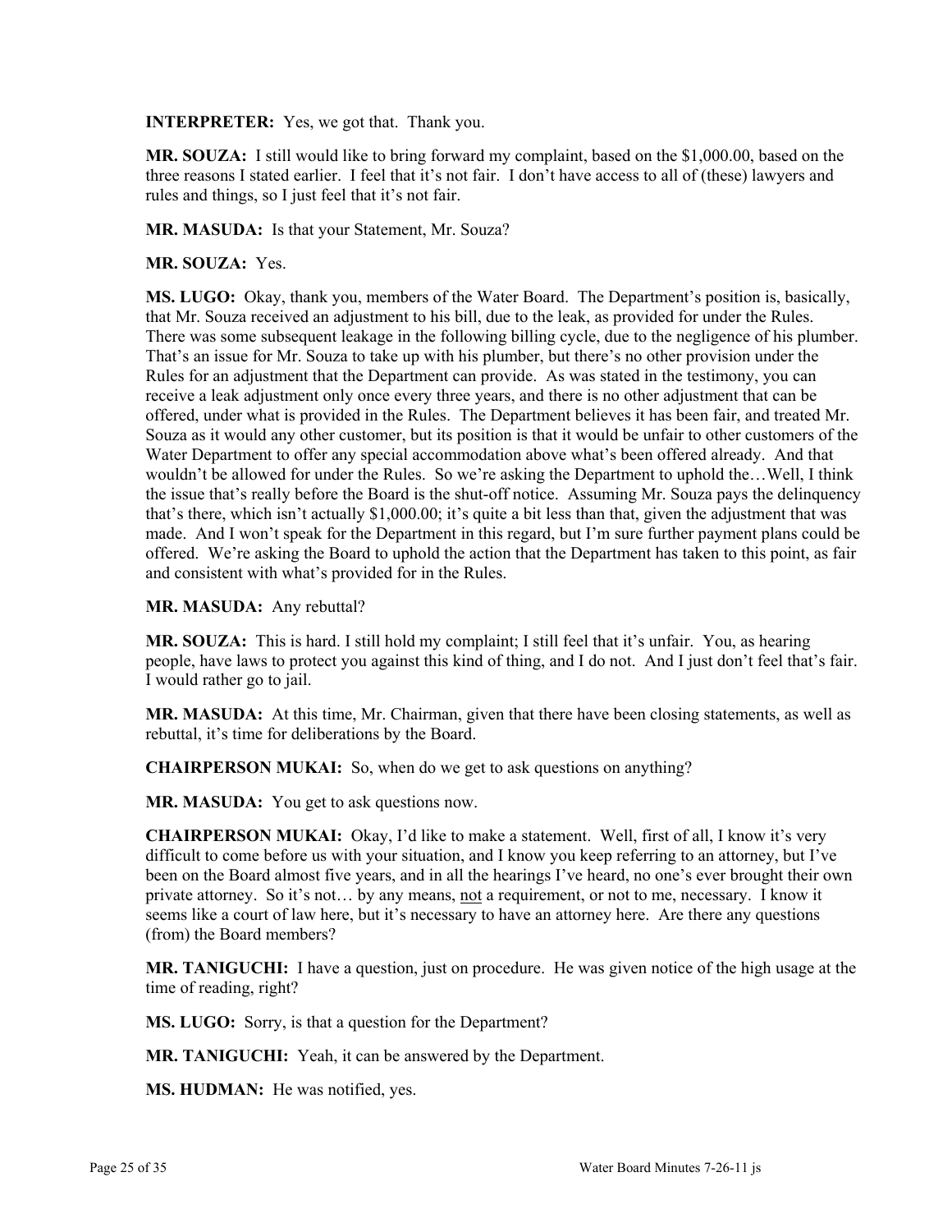**INTERPRETER:** Yes, we got that. Thank you.

**MR. SOUZA:** I still would like to bring forward my complaint, based on the $1,000.00, based on the three reasons I stated earlier. I feel that it's not fair. I don't have access to all of (these) lawyers and rules and things, so I just feel that it's not fair.

**MR. MASUDA:** Is that your Statement, Mr. Souza?

**MR. SOUZA:** Yes.

**MS. LUGO:** Okay, thank you, members of the Water Board. The Department's position is, basically, that Mr. Souza received an adjustment to his bill, due to the leak, as provided for under the Rules. There was some subsequent leakage in the following billing cycle, due to the negligence of his plumber. That's an issue for Mr. Souza to take up with his plumber, but there's no other provision under the Rules for an adjustment that the Department can provide. As was stated in the testimony, you can receive a leak adjustment only once every three years, and there is no other adjustment that can be offered, under what is provided in the Rules. The Department believes it has been fair, and treated Mr. Souza as it would any other customer, but its position is that it would be unfair to other customers of the Water Department to offer any special accommodation above what's been offered already. And that wouldn't be allowed for under the Rules. So we're asking the Department to uphold the…Well, I think the issue that's really before the Board is the shut-off notice. Assuming Mr. Souza pays the delinquency that's there, which isn't actually $1,000.00; it's quite a bit less than that, given the adjustment that was made. And I won't speak for the Department in this regard, but I'm sure further payment plans could be offered. We're asking the Board to uphold the action that the Department has taken to this point, as fair and consistent with what's provided for in the Rules.

**MR. MASUDA:** Any rebuttal?

**MR. SOUZA:** This is hard. I still hold my complaint; I still feel that it's unfair. You, as hearing people, have laws to protect you against this kind of thing, and I do not. And I just don't feel that's fair. I would rather go to jail.

**MR. MASUDA:** At this time, Mr. Chairman, given that there have been closing statements, as well as rebuttal, it's time for deliberations by the Board.

**CHAIRPERSON MUKAI:** So, when do we get to ask questions on anything?

**MR. MASUDA:** You get to ask questions now.

**CHAIRPERSON MUKAI:** Okay, I'd like to make a statement. Well, first of all, I know it's very difficult to come before us with your situation, and I know you keep referring to an attorney, but I've been on the Board almost five years, and in all the hearings I've heard, no one's ever brought their own private attorney. So it's not… by any means, <u>not</u> a requirement, or not to me, necessary. I know it seems like a court of law here, but it's necessary to have an attorney here. Are there any questions (from) the Board members?

**MR. TANIGUCHI:** I have a question, just on procedure. He was given notice of the high usage at the time of reading, right?

**MS. LUGO:** Sorry, is that a question for the Department?

**MR. TANIGUCHI:** Yeah, it can be answered by the Department.

**MS. HUDMAN:** He was notified, yes.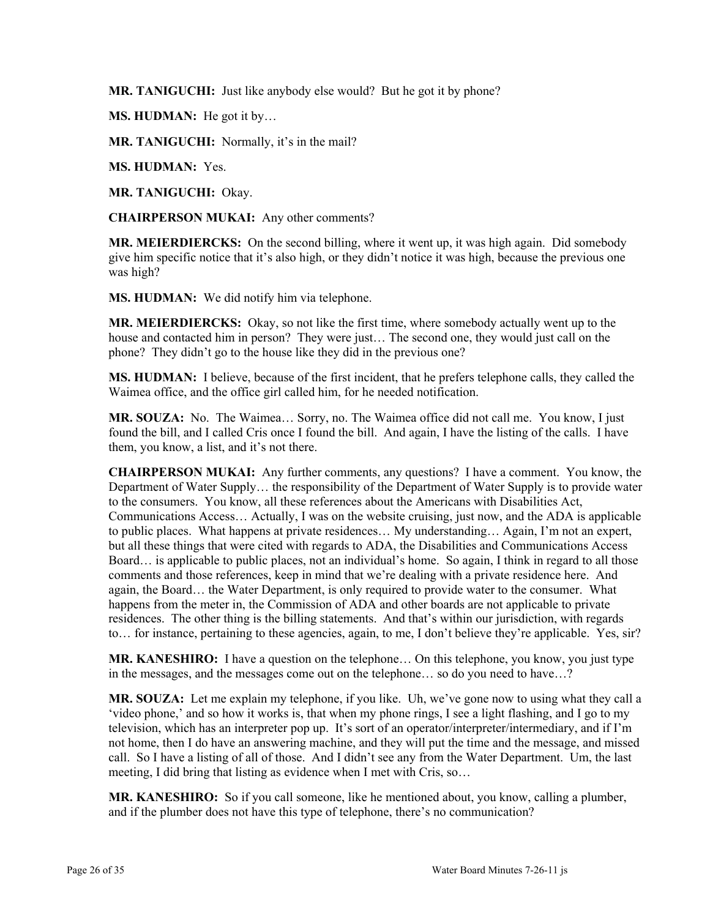**MR. TANIGUCHI:** Just like anybody else would? But he got it by phone?

**MS. HUDMAN:** He got it by…

**MR. TANIGUCHI:** Normally, it's in the mail?

**MS. HUDMAN:** Yes.

**MR. TANIGUCHI:** Okay.

**CHAIRPERSON MUKAI:** Any other comments?

**MR. MEIERDIERCKS:** On the second billing, where it went up, it was high again. Did somebody give him specific notice that it's also high, or they didn't notice it was high, because the previous one was high?

**MS. HUDMAN:** We did notify him via telephone.

**MR. MEIERDIERCKS:** Okay, so not like the first time, where somebody actually went up to the house and contacted him in person? They were just… The second one, they would just call on the phone? They didn't go to the house like they did in the previous one?

**MS. HUDMAN:** I believe, because of the first incident, that he prefers telephone calls, they called the Waimea office, and the office girl called him, for he needed notification.

**MR. SOUZA:** No. The Waimea… Sorry, no. The Waimea office did not call me. You know, I just found the bill, and I called Cris once I found the bill. And again, I have the listing of the calls. I have them, you know, a list, and it's not there.

**CHAIRPERSON MUKAI:** Any further comments, any questions? I have a comment. You know, the Department of Water Supply… the responsibility of the Department of Water Supply is to provide water to the consumers. You know, all these references about the Americans with Disabilities Act, Communications Access… Actually, I was on the website cruising, just now, and the ADA is applicable to public places. What happens at private residences… My understanding… Again, I'm not an expert, but all these things that were cited with regards to ADA, the Disabilities and Communications Access Board… is applicable to public places, not an individual's home. So again, I think in regard to all those comments and those references, keep in mind that we're dealing with a private residence here. And again, the Board… the Water Department, is only required to provide water to the consumer. What happens from the meter in, the Commission of ADA and other boards are not applicable to private residences. The other thing is the billing statements. And that's within our jurisdiction, with regards to… for instance, pertaining to these agencies, again, to me, I don't believe they're applicable. Yes, sir?

**MR. KANESHIRO:** I have a question on the telephone… On this telephone, you know, you just type in the messages, and the messages come out on the telephone… so do you need to have…?

**MR. SOUZA:** Let me explain my telephone, if you like. Uh, we've gone now to using what they call a 'video phone,' and so how it works is, that when my phone rings, I see a light flashing, and I go to my television, which has an interpreter pop up. It's sort of an operator/interpreter/intermediary, and if I'm not home, then I do have an answering machine, and they will put the time and the message, and missed call. So I have a listing of all of those. And I didn't see any from the Water Department. Um, the last meeting, I did bring that listing as evidence when I met with Cris, so…

**MR. KANESHIRO:** So if you call someone, like he mentioned about, you know, calling a plumber, and if the plumber does not have this type of telephone, there's no communication?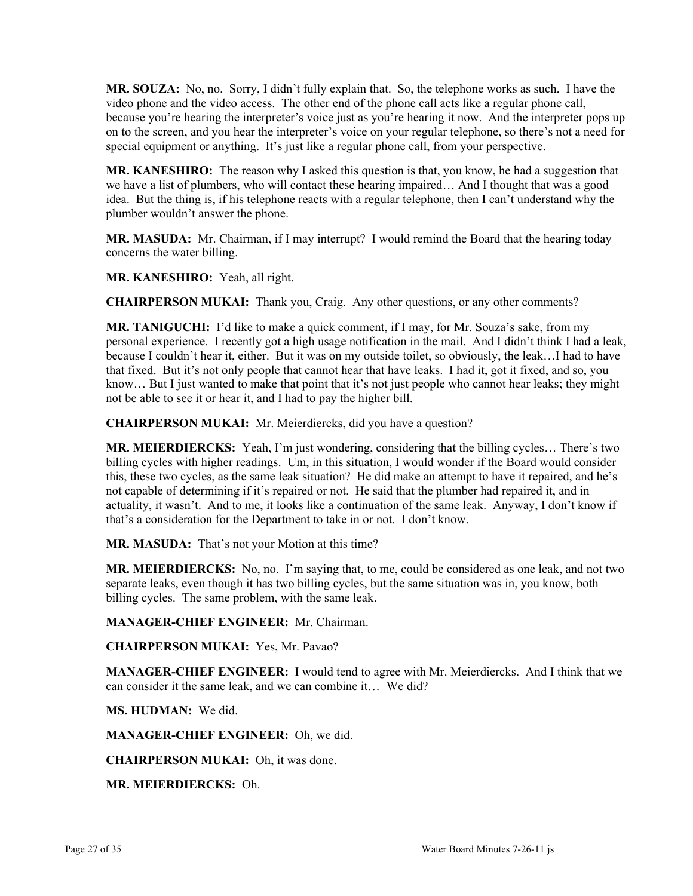**MR. SOUZA:** No, no. Sorry, I didn't fully explain that. So, the telephone works as such. I have the video phone and the video access. The other end of the phone call acts like a regular phone call, because you're hearing the interpreter's voice just as you're hearing it now. And the interpreter pops up on to the screen, and you hear the interpreter's voice on your regular telephone, so there's not a need for special equipment or anything. It's just like a regular phone call, from your perspective.

**MR. KANESHIRO:** The reason why I asked this question is that, you know, he had a suggestion that we have a list of plumbers, who will contact these hearing impaired… And I thought that was a good idea. But the thing is, if his telephone reacts with a regular telephone, then I can't understand why the plumber wouldn't answer the phone.

**MR. MASUDA:** Mr. Chairman, if I may interrupt? I would remind the Board that the hearing today concerns the water billing.

**MR. KANESHIRO:** Yeah, all right.

**CHAIRPERSON MUKAI:** Thank you, Craig. Any other questions, or any other comments?

**MR. TANIGUCHI:** I'd like to make a quick comment, if I may, for Mr. Souza's sake, from my personal experience. I recently got a high usage notification in the mail. And I didn't think I had a leak, because I couldn't hear it, either. But it was on my outside toilet, so obviously, the leak…I had to have that fixed. But it's not only people that cannot hear that have leaks. I had it, got it fixed, and so, you know… But I just wanted to make that point that it's not just people who cannot hear leaks; they might not be able to see it or hear it, and I had to pay the higher bill.

**CHAIRPERSON MUKAI:** Mr. Meierdiercks, did you have a question?

**MR. MEIERDIERCKS:** Yeah, I'm just wondering, considering that the billing cycles… There's two billing cycles with higher readings. Um, in this situation, I would wonder if the Board would consider this, these two cycles, as the same leak situation? He did make an attempt to have it repaired, and he's not capable of determining if it's repaired or not. He said that the plumber had repaired it, and in actuality, it wasn't. And to me, it looks like a continuation of the same leak. Anyway, I don't know if that's a consideration for the Department to take in or not. I don't know.

**MR. MASUDA:** That's not your Motion at this time?

**MR. MEIERDIERCKS:** No, no. I'm saying that, to me, could be considered as one leak, and not two separate leaks, even though it has two billing cycles, but the same situation was in, you know, both billing cycles. The same problem, with the same leak.

**MANAGER-CHIEF ENGINEER:** Mr. Chairman.

**CHAIRPERSON MUKAI:** Yes, Mr. Pavao?

**MANAGER-CHIEF ENGINEER:** I would tend to agree with Mr. Meierdiercks. And I think that we can consider it the same leak, and we can combine it… We did?

**MS. HUDMAN:** We did.

**MANAGER-CHIEF ENGINEER:** Oh, we did.

**CHAIRPERSON MUKAI:** Oh, it <u>was</u> done.

**MR. MEIERDIERCKS:** Oh.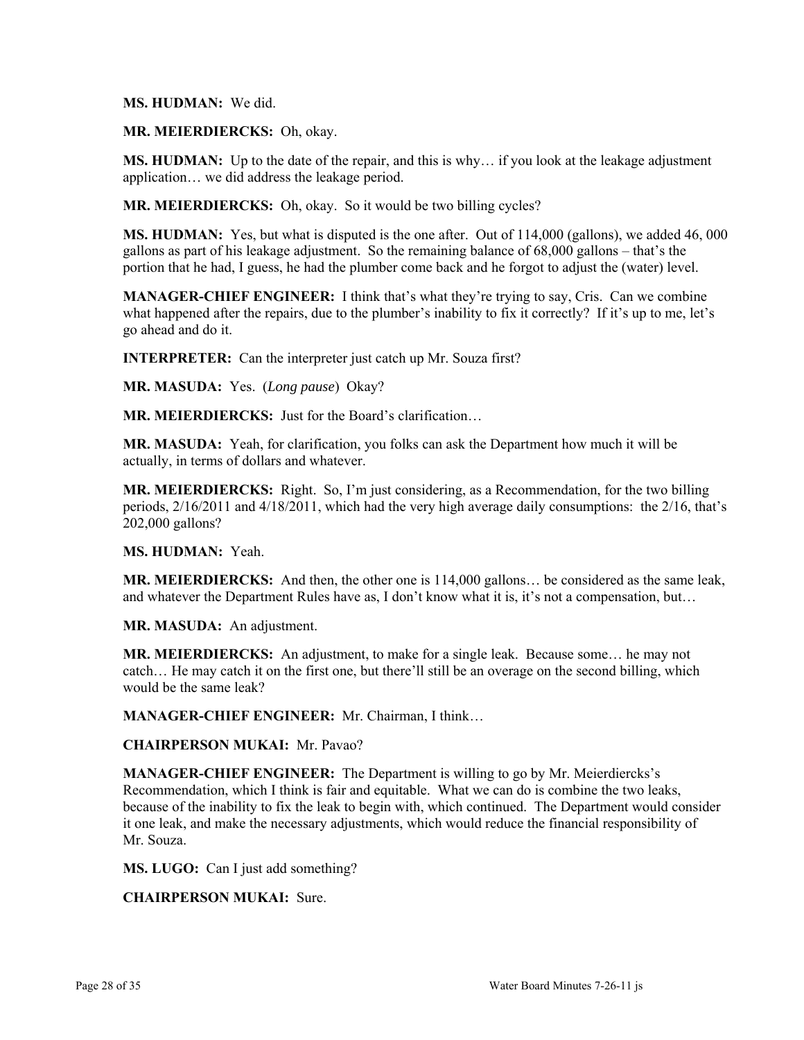**MS. HUDMAN:** We did.

**MR. MEIERDIERCKS:** Oh, okay.

**MS. HUDMAN:** Up to the date of the repair, and this is why… if you look at the leakage adjustment application… we did address the leakage period.

**MR. MEIERDIERCKS:** Oh, okay. So it would be two billing cycles?

**MS. HUDMAN:** Yes, but what is disputed is the one after. Out of 114,000 (gallons), we added 46, 000 gallons as part of his leakage adjustment. So the remaining balance of 68,000 gallons – that's the portion that he had, I guess, he had the plumber come back and he forgot to adjust the (water) level.

**MANAGER-CHIEF ENGINEER:** I think that's what they're trying to say, Cris. Can we combine what happened after the repairs, due to the plumber's inability to fix it correctly? If it's up to me, let's go ahead and do it.

**INTERPRETER:** Can the interpreter just catch up Mr. Souza first?

**MR. MASUDA:** Yes. (*Long pause*) Okay?

**MR. MEIERDIERCKS:** Just for the Board's clarification…

**MR. MASUDA:** Yeah, for clarification, you folks can ask the Department how much it will be actually, in terms of dollars and whatever.

**MR. MEIERDIERCKS:** Right. So, I'm just considering, as a Recommendation, for the two billing periods, 2/16/2011 and 4/18/2011, which had the very high average daily consumptions: the 2/16, that's 202,000 gallons?

**MS. HUDMAN:** Yeah.

**MR. MEIERDIERCKS:** And then, the other one is 114,000 gallons… be considered as the same leak, and whatever the Department Rules have as, I don't know what it is, it's not a compensation, but…

**MR. MASUDA:** An adjustment.

**MR. MEIERDIERCKS:** An adjustment, to make for a single leak. Because some… he may not catch… He may catch it on the first one, but there'll still be an overage on the second billing, which would be the same leak?

**MANAGER-CHIEF ENGINEER:** Mr. Chairman, I think…

**CHAIRPERSON MUKAI:** Mr. Pavao?

**MANAGER-CHIEF ENGINEER:** The Department is willing to go by Mr. Meierdiercks's Recommendation, which I think is fair and equitable. What we can do is combine the two leaks, because of the inability to fix the leak to begin with, which continued. The Department would consider it one leak, and make the necessary adjustments, which would reduce the financial responsibility of Mr. Souza.

**MS. LUGO:** Can I just add something?

**CHAIRPERSON MUKAI:** Sure.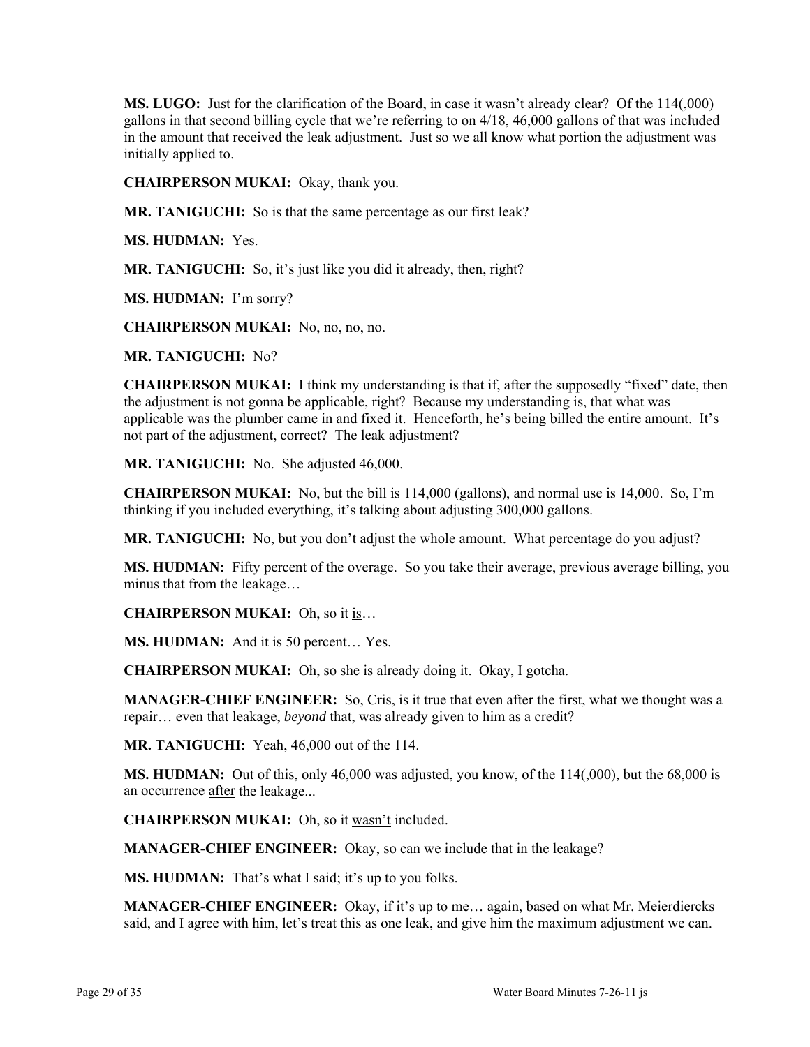**MS. LUGO:** Just for the clarification of the Board, in case it wasn't already clear? Of the 114(,000) gallons in that second billing cycle that we're referring to on 4/18, 46,000 gallons of that was included in the amount that received the leak adjustment. Just so we all know what portion the adjustment was initially applied to.

**CHAIRPERSON MUKAI:** Okay, thank you.

**MR. TANIGUCHI:** So is that the same percentage as our first leak?

**MS. HUDMAN:** Yes.

**MR. TANIGUCHI:** So, it's just like you did it already, then, right?

**MS. HUDMAN:** I'm sorry?

**CHAIRPERSON MUKAI:** No, no, no, no.

**MR. TANIGUCHI:** No?

**CHAIRPERSON MUKAI:** I think my understanding is that if, after the supposedly "fixed" date, then the adjustment is not gonna be applicable, right? Because my understanding is, that what was applicable was the plumber came in and fixed it. Henceforth, he's being billed the entire amount. It's not part of the adjustment, correct? The leak adjustment?

**MR. TANIGUCHI:** No. She adjusted 46,000.

**CHAIRPERSON MUKAI:** No, but the bill is 114,000 (gallons), and normal use is 14,000. So, I'm thinking if you included everything, it's talking about adjusting 300,000 gallons.

**MR. TANIGUCHI:** No, but you don't adjust the whole amount. What percentage do you adjust?

**MS. HUDMAN:** Fifty percent of the overage. So you take their average, previous average billing, you minus that from the leakage…

**CHAIRPERSON MUKAI:** Oh, so it is…

**MS. HUDMAN:** And it is 50 percent… Yes.

**CHAIRPERSON MUKAI:** Oh, so she is already doing it. Okay, I gotcha.

**MANAGER-CHIEF ENGINEER:** So, Cris, is it true that even after the first, what we thought was a repair… even that leakage, *beyond* that, was already given to him as a credit?

**MR. TANIGUCHI:** Yeah, 46,000 out of the 114.

**MS. HUDMAN:** Out of this, only 46,000 was adjusted, you know, of the 114(,000), but the 68,000 is an occurrence after the leakage...

**CHAIRPERSON MUKAI:** Oh, so it wasn't included.

**MANAGER-CHIEF ENGINEER:** Okay, so can we include that in the leakage?

**MS. HUDMAN:** That's what I said; it's up to you folks.

**MANAGER-CHIEF ENGINEER:** Okay, if it's up to me… again, based on what Mr. Meierdiercks said, and I agree with him, let's treat this as one leak, and give him the maximum adjustment we can.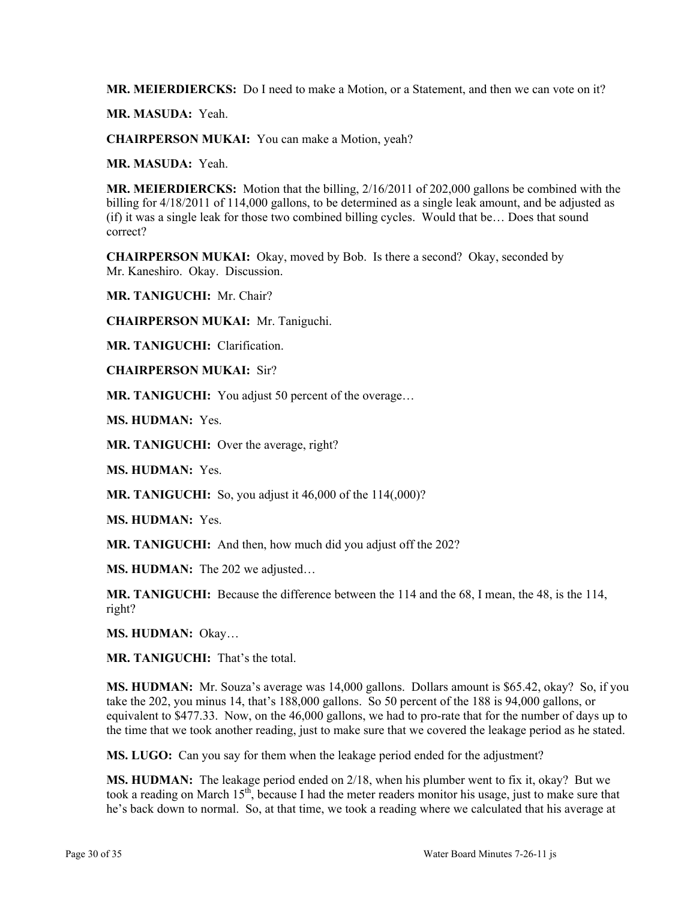**MR. MEIERDIERCKS:** Do I need to make a Motion, or a Statement, and then we can vote on it?

**MR. MASUDA:** Yeah.

**CHAIRPERSON MUKAI:** You can make a Motion, yeah?

**MR. MASUDA:** Yeah.

**MR. MEIERDIERCKS:** Motion that the billing, 2/16/2011 of 202,000 gallons be combined with the billing for 4/18/2011 of 114,000 gallons, to be determined as a single leak amount, and be adjusted as (if) it was a single leak for those two combined billing cycles. Would that be… Does that sound correct?

**CHAIRPERSON MUKAI:** Okay, moved by Bob. Is there a second? Okay, seconded by Mr. Kaneshiro. Okay. Discussion.

**MR. TANIGUCHI:** Mr. Chair?

**CHAIRPERSON MUKAI:** Mr. Taniguchi.

**MR. TANIGUCHI:** Clarification.

**CHAIRPERSON MUKAI:** Sir?

**MR. TANIGUCHI:** You adjust 50 percent of the overage…

**MS. HUDMAN:** Yes.

**MR. TANIGUCHI:** Over the average, right?

**MS. HUDMAN:** Yes.

**MR. TANIGUCHI:** So, you adjust it 46,000 of the 114(,000)?

**MS. HUDMAN:** Yes.

**MR. TANIGUCHI:** And then, how much did you adjust off the 202?

**MS. HUDMAN:** The 202 we adjusted…

**MR. TANIGUCHI:** Because the difference between the 114 and the 68, I mean, the 48, is the 114, right?

**MS. HUDMAN:** Okay…

**MR. TANIGUCHI:** That's the total.

**MS. HUDMAN:** Mr. Souza's average was 14,000 gallons. Dollars amount is $65.42, okay? So, if you take the 202, you minus 14, that's 188,000 gallons. So 50 percent of the 188 is 94,000 gallons, or equivalent to $477.33. Now, on the 46,000 gallons, we had to pro-rate that for the number of days up to the time that we took another reading, just to make sure that we covered the leakage period as he stated.

**MS. LUGO:** Can you say for them when the leakage period ended for the adjustment?

**MS. HUDMAN:** The leakage period ended on 2/18, when his plumber went to fix it, okay? But we took a reading on March 15th, because I had the meter readers monitor his usage, just to make sure that he's back down to normal. So, at that time, we took a reading where we calculated that his average at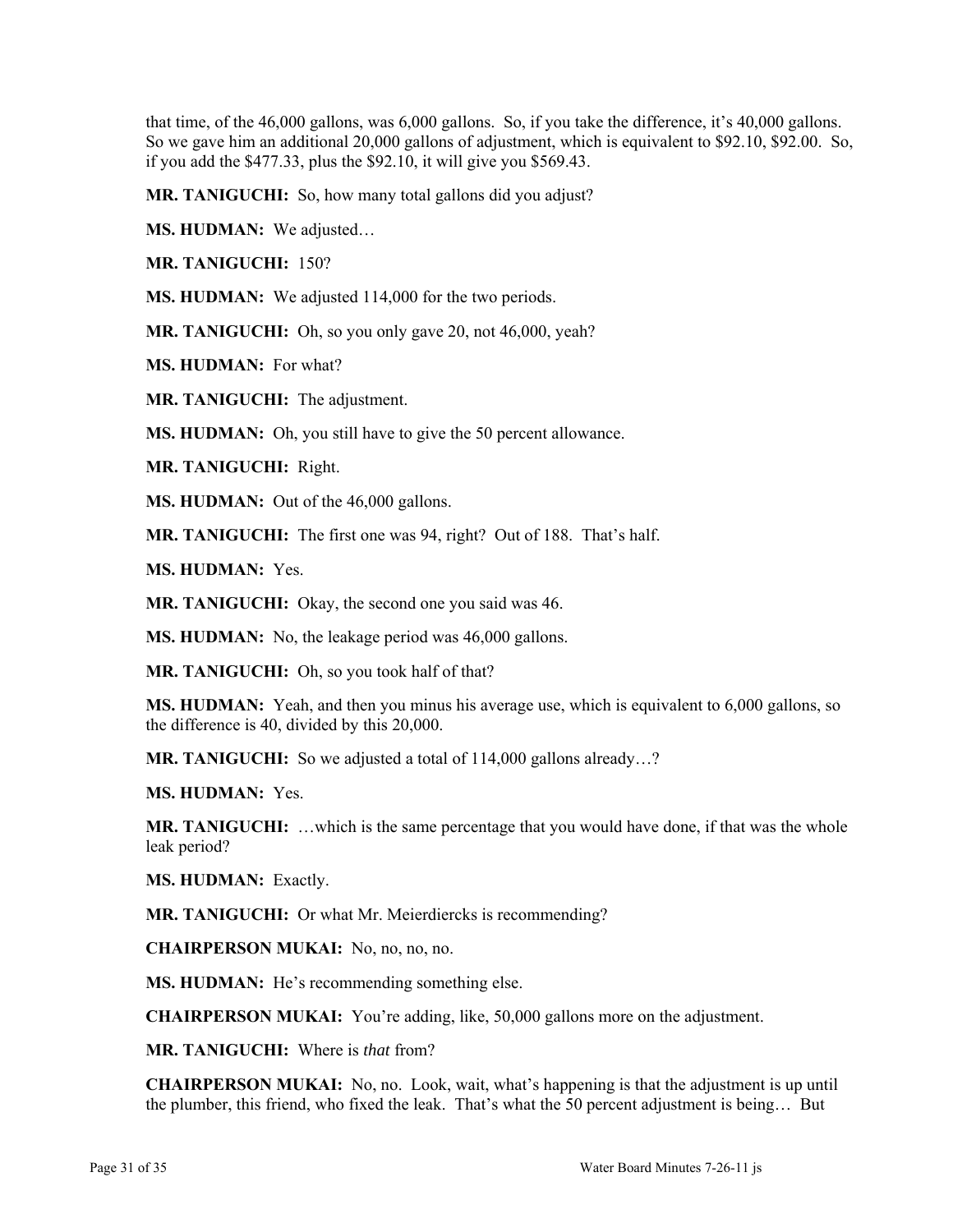that time, of the 46,000 gallons, was 6,000 gallons. So, if you take the difference, it's 40,000 gallons. So we gave him an additional 20,000 gallons of adjustment, which is equivalent to $92.10, $92.00. So, if you add the $477.33, plus the $92.10, it will give you $569.43.

**MR. TANIGUCHI:** So, how many total gallons did you adjust?

**MS. HUDMAN:** We adjusted…

**MR. TANIGUCHI:** 150?

**MS. HUDMAN:** We adjusted 114,000 for the two periods.

**MR. TANIGUCHI:** Oh, so you only gave 20, not 46,000, yeah?

**MS. HUDMAN:** For what?

**MR. TANIGUCHI:** The adjustment.

**MS. HUDMAN:** Oh, you still have to give the 50 percent allowance.

**MR. TANIGUCHI:** Right.

**MS. HUDMAN:** Out of the 46,000 gallons.

**MR. TANIGUCHI:** The first one was 94, right? Out of 188. That's half.

**MS. HUDMAN:** Yes.

**MR. TANIGUCHI:** Okay, the second one you said was 46.

**MS. HUDMAN:** No, the leakage period was 46,000 gallons.

**MR. TANIGUCHI:** Oh, so you took half of that?

**MS. HUDMAN:** Yeah, and then you minus his average use, which is equivalent to 6,000 gallons, so the difference is 40, divided by this 20,000.

**MR. TANIGUCHI:** So we adjusted a total of 114,000 gallons already…?

**MS. HUDMAN:** Yes.

**MR. TANIGUCHI:** …which is the same percentage that you would have done, if that was the whole leak period?

**MS. HUDMAN:** Exactly.

**MR. TANIGUCHI:** Or what Mr. Meierdiercks is recommending?

**CHAIRPERSON MUKAI:** No, no, no, no.

**MS. HUDMAN:** He's recommending something else.

**CHAIRPERSON MUKAI:** You're adding, like, 50,000 gallons more on the adjustment.

**MR. TANIGUCHI:** Where is *that* from?

**CHAIRPERSON MUKAI:** No, no. Look, wait, what's happening is that the adjustment is up until the plumber, this friend, who fixed the leak. That's what the 50 percent adjustment is being… But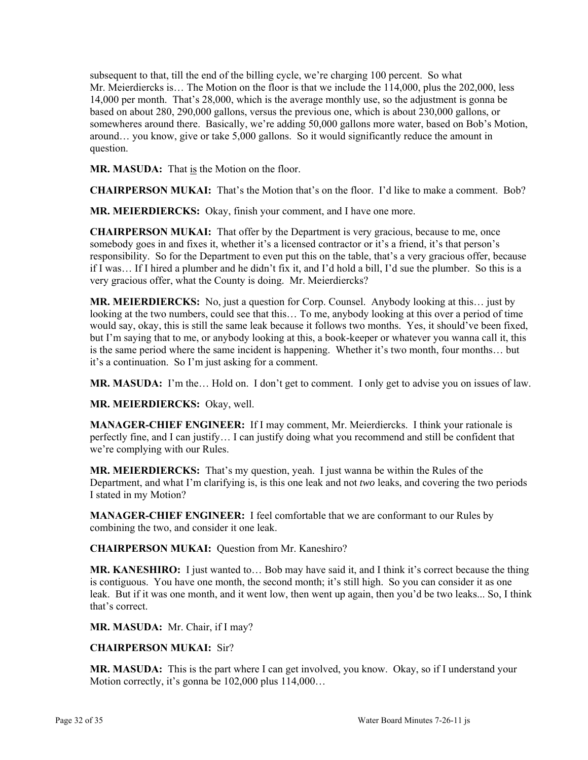subsequent to that, till the end of the billing cycle, we're charging 100 percent. So what Mr. Meierdiercks is… The Motion on the floor is that we include the 114,000, plus the 202,000, less 14,000 per month. That's 28,000, which is the average monthly use, so the adjustment is gonna be based on about 280, 290,000 gallons, versus the previous one, which is about 230,000 gallons, or somewheres around there. Basically, we're adding 50,000 gallons more water, based on Bob's Motion, around… you know, give or take 5,000 gallons. So it would significantly reduce the amount in question.

**MR. MASUDA:** That is the Motion on the floor.

**CHAIRPERSON MUKAI:** That's the Motion that's on the floor. I'd like to make a comment. Bob?

**MR. MEIERDIERCKS:** Okay, finish your comment, and I have one more.

**CHAIRPERSON MUKAI:** That offer by the Department is very gracious, because to me, once somebody goes in and fixes it, whether it's a licensed contractor or it's a friend, it's that person's responsibility. So for the Department to even put this on the table, that's a very gracious offer, because if I was… If I hired a plumber and he didn't fix it, and I'd hold a bill, I'd sue the plumber. So this is a very gracious offer, what the County is doing. Mr. Meierdiercks?

**MR. MEIERDIERCKS:** No, just a question for Corp. Counsel. Anybody looking at this… just by looking at the two numbers, could see that this… To me, anybody looking at this over a period of time would say, okay, this is still the same leak because it follows two months. Yes, it should've been fixed, but I'm saying that to me, or anybody looking at this, a book-keeper or whatever you wanna call it, this is the same period where the same incident is happening. Whether it's two month, four months… but it's a continuation. So I'm just asking for a comment.

**MR. MASUDA:** I'm the… Hold on. I don't get to comment. I only get to advise you on issues of law.

**MR. MEIERDIERCKS:** Okay, well.

**MANAGER-CHIEF ENGINEER:** If I may comment, Mr. Meierdiercks. I think your rationale is perfectly fine, and I can justify… I can justify doing what you recommend and still be confident that we're complying with our Rules.

**MR. MEIERDIERCKS:** That's my question, yeah. I just wanna be within the Rules of the Department, and what I'm clarifying is, is this one leak and not *two* leaks, and covering the two periods I stated in my Motion?

**MANAGER-CHIEF ENGINEER:** I feel comfortable that we are conformant to our Rules by combining the two, and consider it one leak.

**CHAIRPERSON MUKAI:** Question from Mr. Kaneshiro?

**MR. KANESHIRO:** I just wanted to… Bob may have said it, and I think it's correct because the thing is contiguous. You have one month, the second month; it's still high. So you can consider it as one leak. But if it was one month, and it went low, then went up again, then you'd be two leaks... So, I think that's correct.

**MR. MASUDA:** Mr. Chair, if I may?

**CHAIRPERSON MUKAI:** Sir?

**MR. MASUDA:** This is the part where I can get involved, you know. Okay, so if I understand your Motion correctly, it's gonna be 102,000 plus 114,000…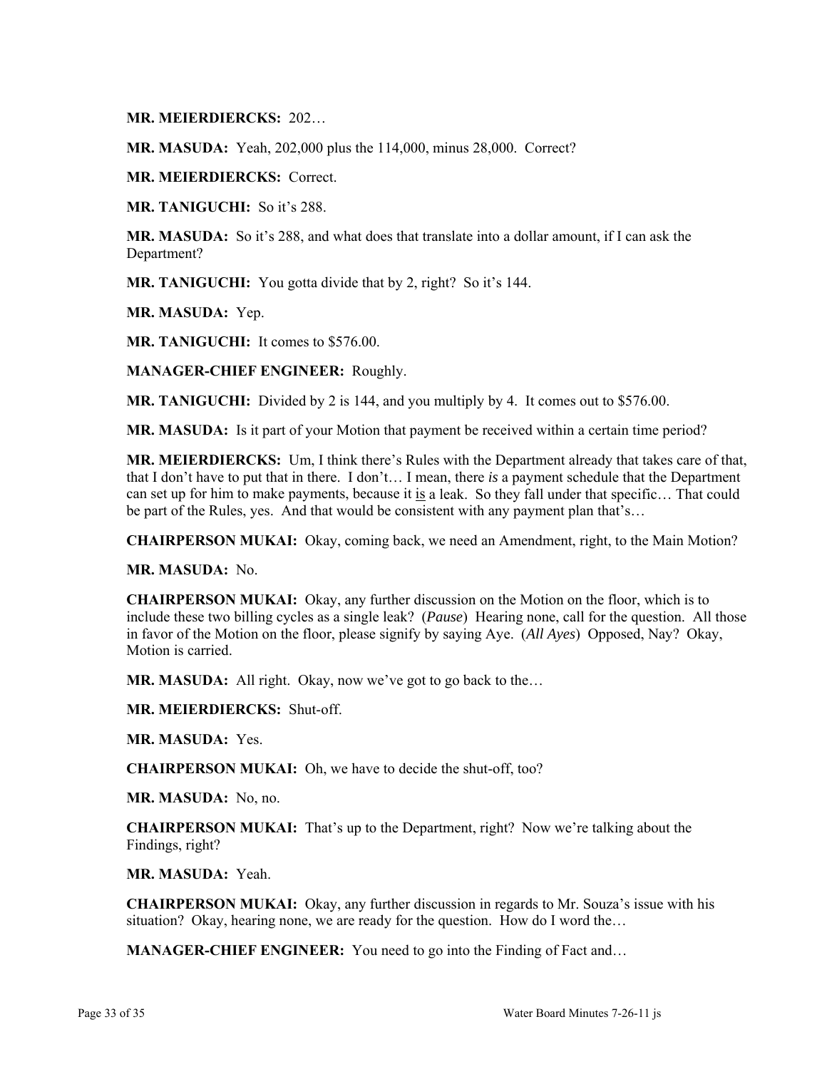**MR. MEIERDIERCKS:** 202…

**MR. MASUDA:** Yeah, 202,000 plus the 114,000, minus 28,000. Correct?

**MR. MEIERDIERCKS:** Correct.

**MR. TANIGUCHI:** So it's 288.

**MR. MASUDA:** So it's 288, and what does that translate into a dollar amount, if I can ask the Department?

**MR. TANIGUCHI:** You gotta divide that by 2, right? So it's 144.

**MR. MASUDA:** Yep.

**MR. TANIGUCHI:** It comes to $576.00.

**MANAGER-CHIEF ENGINEER:** Roughly.

**MR. TANIGUCHI:** Divided by 2 is 144, and you multiply by 4. It comes out to $576.00.

**MR. MASUDA:** Is it part of your Motion that payment be received within a certain time period?

**MR. MEIERDIERCKS:** Um, I think there's Rules with the Department already that takes care of that, that I don't have to put that in there. I don't… I mean, there *is* a payment schedule that the Department can set up for him to make payments, because it is a leak. So they fall under that specific… That could be part of the Rules, yes. And that would be consistent with any payment plan that's…

**CHAIRPERSON MUKAI:** Okay, coming back, we need an Amendment, right, to the Main Motion?

**MR. MASUDA:** No.

**CHAIRPERSON MUKAI:** Okay, any further discussion on the Motion on the floor, which is to include these two billing cycles as a single leak? (*Pause*) Hearing none, call for the question. All those in favor of the Motion on the floor, please signify by saying Aye. (*All Ayes*) Opposed, Nay? Okay, Motion is carried.

**MR. MASUDA:** All right. Okay, now we've got to go back to the…

**MR. MEIERDIERCKS:** Shut-off.

**MR. MASUDA:** Yes.

**CHAIRPERSON MUKAI:** Oh, we have to decide the shut-off, too?

**MR. MASUDA:** No, no.

**CHAIRPERSON MUKAI:** That's up to the Department, right? Now we're talking about the Findings, right?

**MR. MASUDA:** Yeah.

**CHAIRPERSON MUKAI:** Okay, any further discussion in regards to Mr. Souza's issue with his situation? Okay, hearing none, we are ready for the question. How do I word the…

**MANAGER-CHIEF ENGINEER:** You need to go into the Finding of Fact and…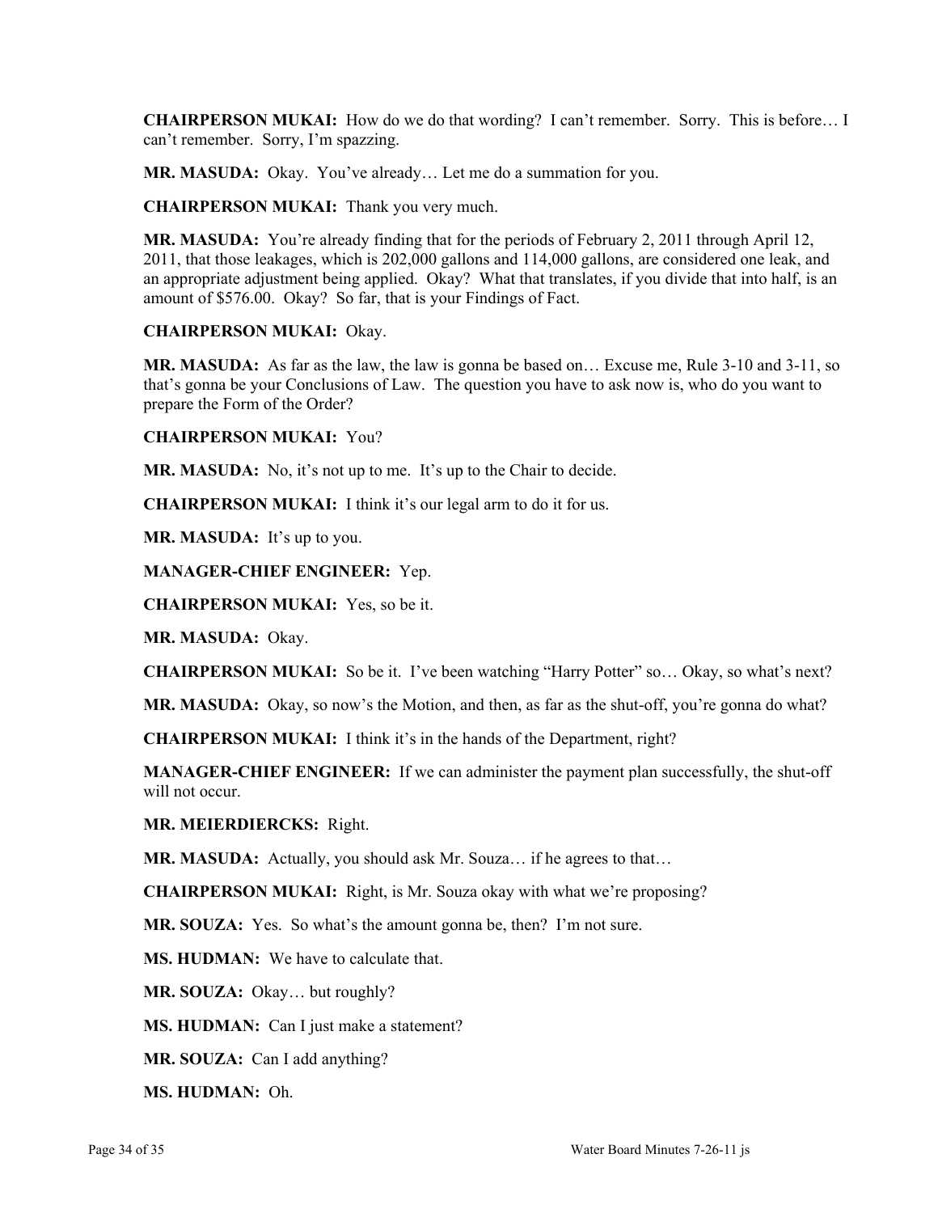**CHAIRPERSON MUKAI:** How do we do that wording? I can't remember. Sorry. This is before… I can't remember. Sorry, I'm spazzing.

**MR. MASUDA:** Okay. You've already… Let me do a summation for you.

**CHAIRPERSON MUKAI:** Thank you very much.

**MR. MASUDA:** You're already finding that for the periods of February 2, 2011 through April 12, 2011, that those leakages, which is 202,000 gallons and 114,000 gallons, are considered one leak, and an appropriate adjustment being applied. Okay? What that translates, if you divide that into half, is an amount of $576.00. Okay? So far, that is your Findings of Fact.

**CHAIRPERSON MUKAI:** Okay.

**MR. MASUDA:** As far as the law, the law is gonna be based on… Excuse me, Rule 3-10 and 3-11, so that's gonna be your Conclusions of Law. The question you have to ask now is, who do you want to prepare the Form of the Order?

**CHAIRPERSON MUKAI:** You?

**MR. MASUDA:** No, it's not up to me. It's up to the Chair to decide.

**CHAIRPERSON MUKAI:** I think it's our legal arm to do it for us.

**MR. MASUDA:** It's up to you.

**MANAGER-CHIEF ENGINEER:** Yep.

**CHAIRPERSON MUKAI:** Yes, so be it.

**MR. MASUDA:** Okay.

**CHAIRPERSON MUKAI:** So be it. I've been watching "Harry Potter" so… Okay, so what's next?

**MR. MASUDA:** Okay, so now's the Motion, and then, as far as the shut-off, you're gonna do what?

**CHAIRPERSON MUKAI:** I think it's in the hands of the Department, right?

**MANAGER-CHIEF ENGINEER:** If we can administer the payment plan successfully, the shut-off will not occur.

**MR. MEIERDIERCKS:** Right.

**MR. MASUDA:** Actually, you should ask Mr. Souza… if he agrees to that…

**CHAIRPERSON MUKAI:** Right, is Mr. Souza okay with what we're proposing?

**MR. SOUZA:** Yes. So what's the amount gonna be, then? I'm not sure.

**MS. HUDMAN:** We have to calculate that.

**MR. SOUZA:** Okay… but roughly?

**MS. HUDMAN:** Can I just make a statement?

**MR. SOUZA:** Can I add anything?

**MS. HUDMAN:** Oh.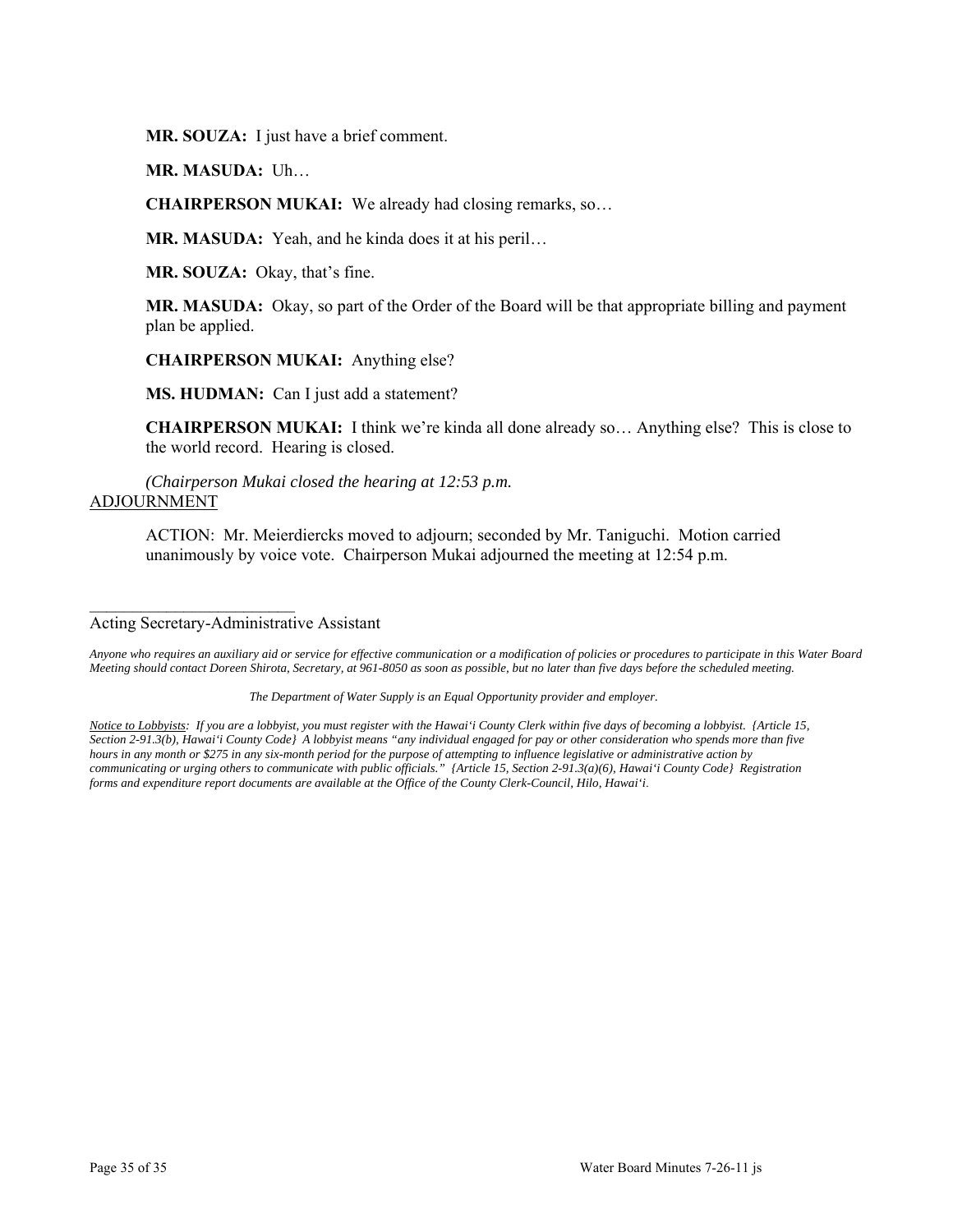**MR. SOUZA:** I just have a brief comment.

**MR. MASUDA:** Uh…

**CHAIRPERSON MUKAI:** We already had closing remarks, so…

**MR. MASUDA:** Yeah, and he kinda does it at his peril…

**MR. SOUZA:** Okay, that's fine.

**MR. MASUDA:** Okay, so part of the Order of the Board will be that appropriate billing and payment plan be applied.

**CHAIRPERSON MUKAI:** Anything else?

**MS. HUDMAN:** Can I just add a statement?

**CHAIRPERSON MUKAI:** I think we're kinda all done already so… Anything else? This is close to the world record. Hearing is closed.

*(Chairperson Mukai closed the hearing at 12:53 p.m.*

ADJOURNMENT

ACTION: Mr. Meierdiercks moved to adjourn; seconded by Mr. Taniguchi. Motion carried unanimously by voice vote. Chairperson Mukai adjourned the meeting at 12:54 p.m.

\_\_\_\_\_\_\_\_\_\_\_\_\_\_\_\_\_\_\_\_\_\_\_\_\_\_

Acting Secretary-Administrative Assistant

*Anyone who requires an auxiliary aid or service for effective communication or a modification of policies or procedures to participate in this Water Board Meeting should contact Doreen Shirota, Secretary, at 961-8050 as soon as possible, but no later than five days before the scheduled meeting.*

*The Department of Water Supply is an Equal Opportunity provider and employer.*

*Notice to Lobbyists: If you are a lobbyist, you must register with the Hawai'i County Clerk within five days of becoming a lobbyist. {Article 15, Section 2-91.3(b), Hawai'i County Code} A lobbyist means "any individual engaged for pay or other consideration who spends more than five hours in any month or $275 in any six-month period for the purpose of attempting to influence legislative or administrative action by communicating or urging others to communicate with public officials." {Article 15, Section 2-91.3(a)(6), Hawai'i County Code} Registration forms and expenditure report documents are available at the Office of the County Clerk-Council, Hilo, Hawai'i.*